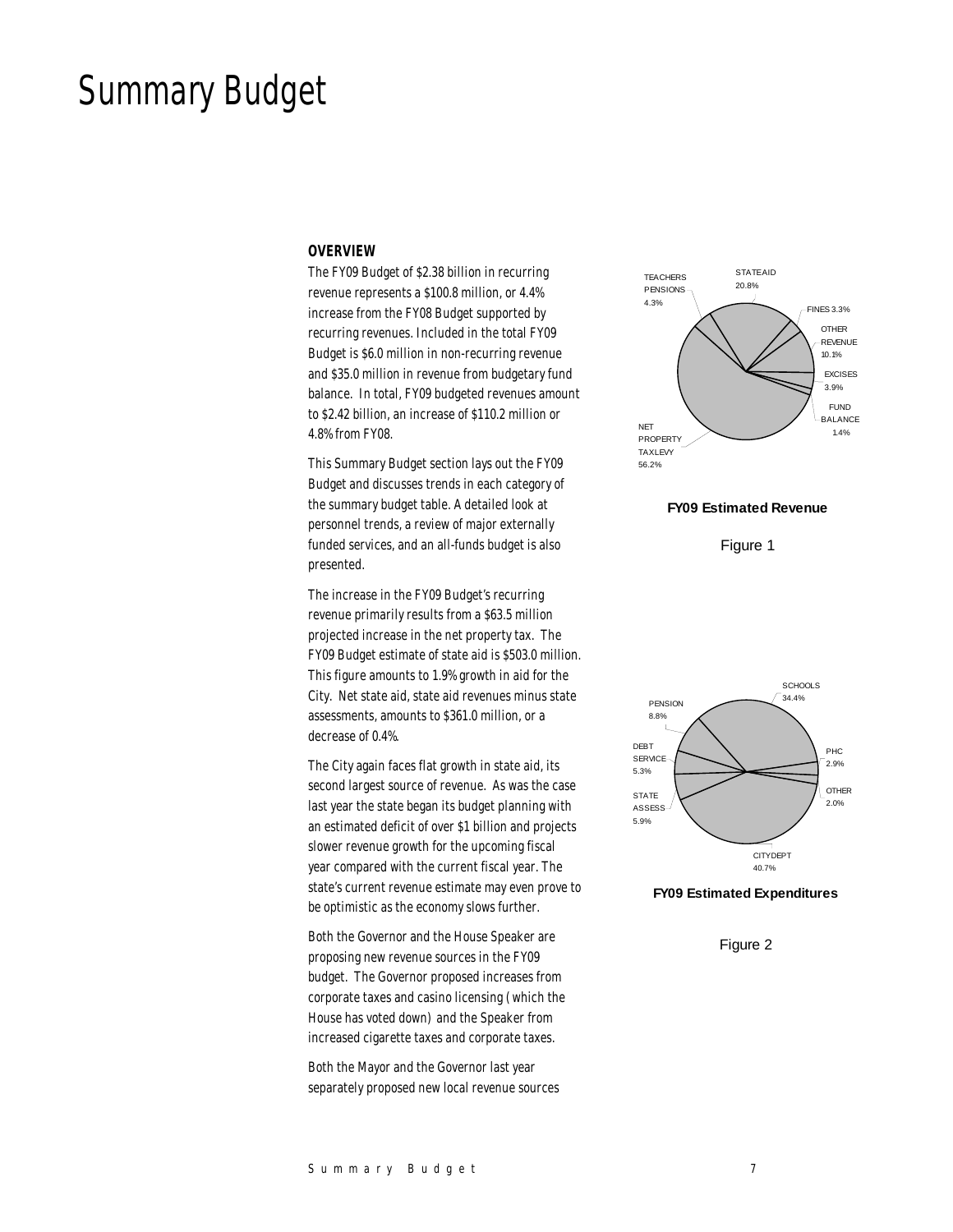# Summary Budget

**OVERVIEW**

The FY09 Budget of $2.38 billion in recurring revenue represents a $100.8 million, or 4.4% increase from the FY08 Budget supported by recurring revenues. Included in the total FY09 Budget is $6.0 million in non-recurring revenue and $35.0 million in revenue from budgetary fund balance. In total, FY09 budgeted revenues amount to $2.42 billion, an increase of $110.2 million or 4.8% from FY08.

This Summary Budget section lays out the FY09 Budget and discusses trends in each category of the summary budget table. A detailed look at personnel trends, a review of major externally funded services, and an all-funds budget is also presented.

The increase in the FY09 Budget's recurring revenue primarily results from a $63.5 million projected increase in the net property tax. The FY09 Budget estimate of state aid is $503.0 million. This figure amounts to 1.9% growth in aid for the City. Net state aid, state aid revenues minus state assessments, amounts to $361.0 million, or a decrease of 0.4%.

The City again faces flat growth in state aid, its second largest source of revenue. As was the case last year the state began its budget planning with an estimated deficit of over $1 billion and projects slower revenue growth for the upcoming fiscal year compared with the current fiscal year. The state's current revenue estimate may even prove to be optimistic as the economy slows further.

Both the Governor and the House Speaker are proposing new revenue sources in the FY09 budget. The Governor proposed increases from corporate taxes and casino licensing (which the House has voted down) and the Speaker from increased cigarette taxes and corporate taxes.

Both the Mayor and the Governor last year separately proposed new local revenue sources

TEACHERS PENSIONS 4.3%; STATE AID 20.8%; FINES 3.3%; OTHER REVENUE 10.1%; EXCISES 3.9%; FUND BALANCE 1.4%; NET PROPERTY TAX LEVY 56.2%

**FY09 Estimated Revenue**

Figure 1

SCHOOLS 34.4%; PHC 2.9%; OTHER 2.0%; CITY DEPT 40.7%; STATE ASSESS 5.9%; DEBT SERVICE 5.3%; PENSION 8.8%

**FY09 Estimated Expenditures**

Figure 2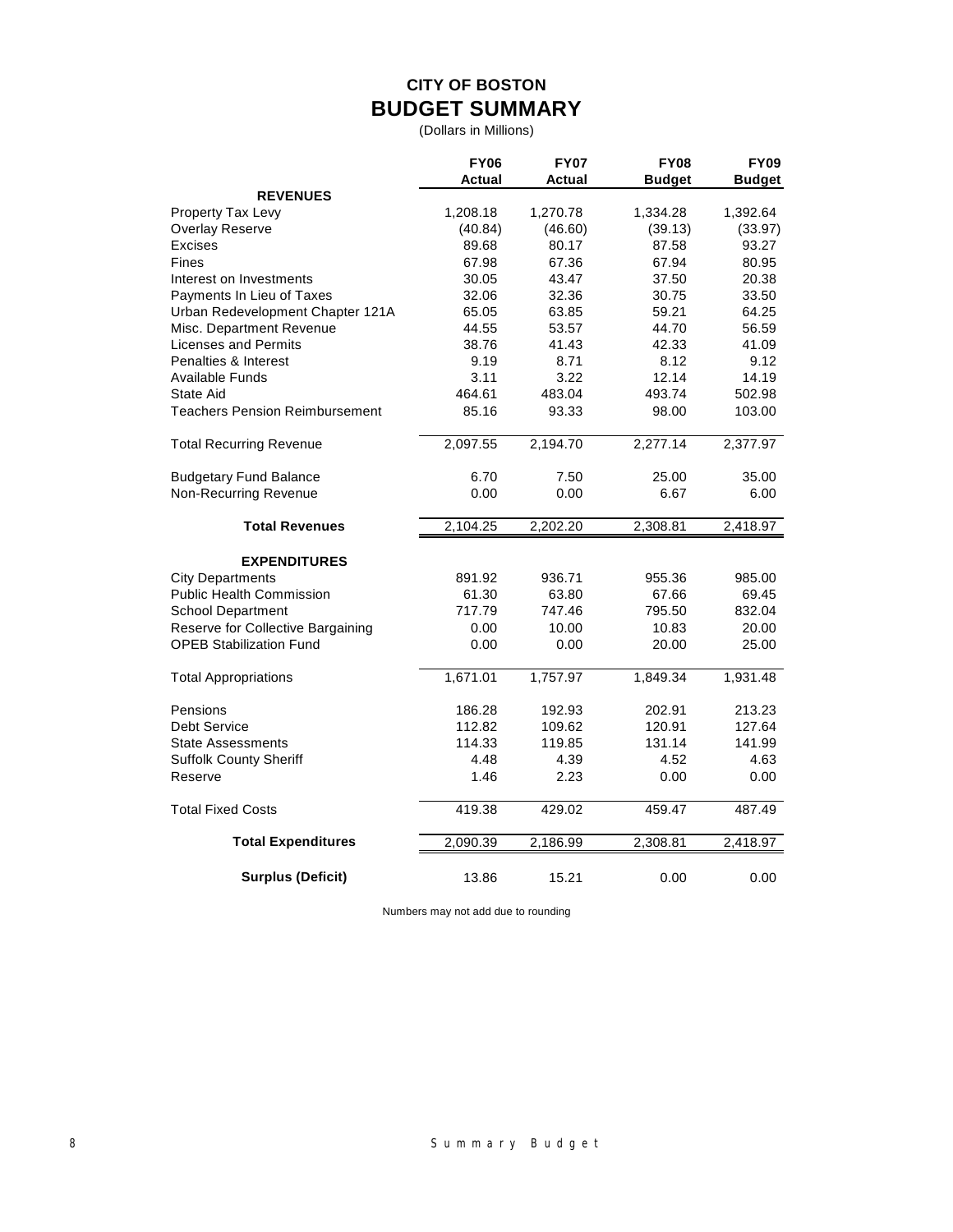# CITY OF BOSTON
## BUDGET SUMMARY

(Dollars in Millions)

| | FY06 Actual | FY07 Actual | FY08 Budget | FY09 Budget |
|---|---|---|---|---|
| **REVENUES** | | | | |
| Property Tax Levy | 1,208.18 | 1,270.78 | 1,334.28 | 1,392.64 |
| Overlay Reserve | (40.84) | (46.60) | (39.13) | (33.97) |
| Excises | 89.68 | 80.17 | 87.58 | 93.27 |
| Fines | 67.98 | 67.36 | 67.94 | 80.95 |
| Interest on Investments | 30.05 | 43.47 | 37.50 | 20.38 |
| Payments In Lieu of Taxes | 32.06 | 32.36 | 30.75 | 33.50 |
| Urban Redevelopment Chapter 121A | 65.05 | 63.85 | 59.21 | 64.25 |
| Misc. Department Revenue | 44.55 | 53.57 | 44.70 | 56.59 |
| Licenses and Permits | 38.76 | 41.43 | 42.33 | 41.09 |
| Penalties & Interest | 9.19 | 8.71 | 8.12 | 9.12 |
| Available Funds | 3.11 | 3.22 | 12.14 | 14.19 |
| State Aid | 464.61 | 483.04 | 493.74 | 502.98 |
| Teachers Pension Reimbursement | 85.16 | 93.33 | 98.00 | 103.00 |
| Total Recurring Revenue | 2,097.55 | 2,194.70 | 2,277.14 | 2,377.97 |
| Budgetary Fund Balance | 6.70 | 7.50 | 25.00 | 35.00 |
| Non-Recurring Revenue | 0.00 | 0.00 | 6.67 | 6.00 |
| **Total Revenues** | 2,104.25 | 2,202.20 | 2,308.81 | 2,418.97 |
| **EXPENDITURES** | | | | |
| City Departments | 891.92 | 936.71 | 955.36 | 985.00 |
| Public Health Commission | 61.30 | 63.80 | 67.66 | 69.45 |
| School Department | 717.79 | 747.46 | 795.50 | 832.04 |
| Reserve for Collective Bargaining | 0.00 | 10.00 | 10.83 | 20.00 |
| OPEB Stabilization Fund | 0.00 | 0.00 | 20.00 | 25.00 |
| Total Appropriations | 1,671.01 | 1,757.97 | 1,849.34 | 1,931.48 |
| Pensions | 186.28 | 192.93 | 202.91 | 213.23 |
| Debt Service | 112.82 | 109.62 | 120.91 | 127.64 |
| State Assessments | 114.33 | 119.85 | 131.14 | 141.99 |
| Suffolk County Sheriff | 4.48 | 4.39 | 4.52 | 4.63 |
| Reserve | 1.46 | 2.23 | 0.00 | 0.00 |
| Total Fixed Costs | 419.38 | 429.02 | 459.47 | 487.49 |
| **Total Expenditures** | 2,090.39 | 2,186.99 | 2,308.81 | 2,418.97 |
| **Surplus (Deficit)** | 13.86 | 15.21 | 0.00 | 0.00 |

Numbers may not add due to rounding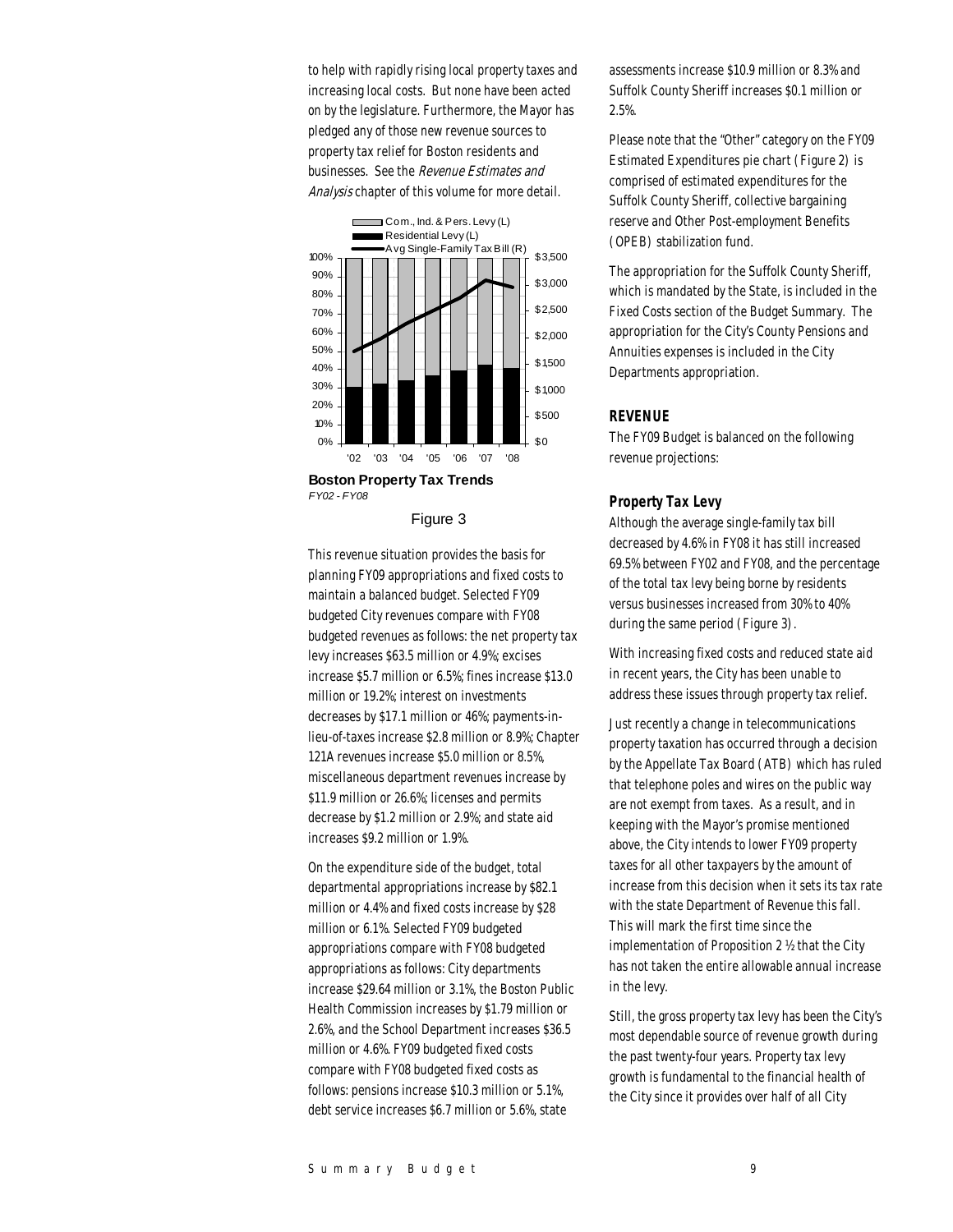to help with rapidly rising local property taxes and increasing local costs. But none have been acted on by the legislature. Furthermore, the Mayor has pledged any of those new revenue sources to property tax relief for Boston residents and businesses. See the *Revenue Estimates and Analysis* chapter of this volume for more detail.

**Boston Property Tax Trends**
*FY02 - FY08*

Figure 3

This revenue situation provides the basis for planning FY09 appropriations and fixed costs to maintain a balanced budget. Selected FY09 budgeted City revenues compare with FY08 budgeted revenues as follows: the net property tax levy increases $63.5 million or 4.9%; excises increase $5.7 million or 6.5%; fines increase $13.0 million or 19.2%; interest on investments decreases by $17.1 million or 46%; payments-in-lieu-of-taxes increase $2.8 million or 8.9%; Chapter 121A revenues increase $5.0 million or 8.5%, miscellaneous department revenues increase by $11.9 million or 26.6%; licenses and permits decrease by $1.2 million or 2.9%; and state aid increases $9.2 million or 1.9%.

On the expenditure side of the budget, total departmental appropriations increase by $82.1 million or 4.4% and fixed costs increase by $28 million or 6.1%. Selected FY09 budgeted appropriations compare with FY08 budgeted appropriations as follows: City departments increase $29.64 million or 3.1%, the Boston Public Health Commission increases by $1.79 million or 2.6%, and the School Department increases $36.5 million or 4.6%. FY09 budgeted fixed costs compare with FY08 budgeted fixed costs as follows: pensions increase $10.3 million or 5.1%, debt service increases $6.7 million or 5.6%, state assessments increase $10.9 million or 8.3% and Suffolk County Sheriff increases $0.1 million or 2.5%.

Please note that the "Other" category on the FY09 Estimated Expenditures pie chart (Figure 2) is comprised of estimated expenditures for the Suffolk County Sheriff, collective bargaining reserve and Other Post-employment Benefits (OPEB) stabilization fund.

The appropriation for the Suffolk County Sheriff, which is mandated by the State, is included in the Fixed Costs section of the Budget Summary. The appropriation for the City's County Pensions and Annuities expenses is included in the City Departments appropriation.

## REVENUE

The FY09 Budget is balanced on the following revenue projections:

### Property Tax Levy

Although the average single-family tax bill decreased by 4.6% in FY08 it has still increased 69.5% between FY02 and FY08, and the percentage of the total tax levy being borne by residents versus businesses increased from 30% to 40% during the same period (Figure 3).

With increasing fixed costs and reduced state aid in recent years, the City has been unable to address these issues through property tax relief.

Just recently a change in telecommunications property taxation has occurred through a decision by the Appellate Tax Board (ATB) which has ruled that telephone poles and wires on the public way are not exempt from taxes. As a result, and in keeping with the Mayor's promise mentioned above, the City intends to lower FY09 property taxes for all other taxpayers by the amount of increase from this decision when it sets its tax rate with the state Department of Revenue this fall. This will mark the first time since the implementation of Proposition 2 ½ that the City has not taken the entire allowable annual increase in the levy.

Still, the gross property tax levy has been the City's most dependable source of revenue growth during the past twenty-four years. Property tax levy growth is fundamental to the financial health of the City since it provides over half of all City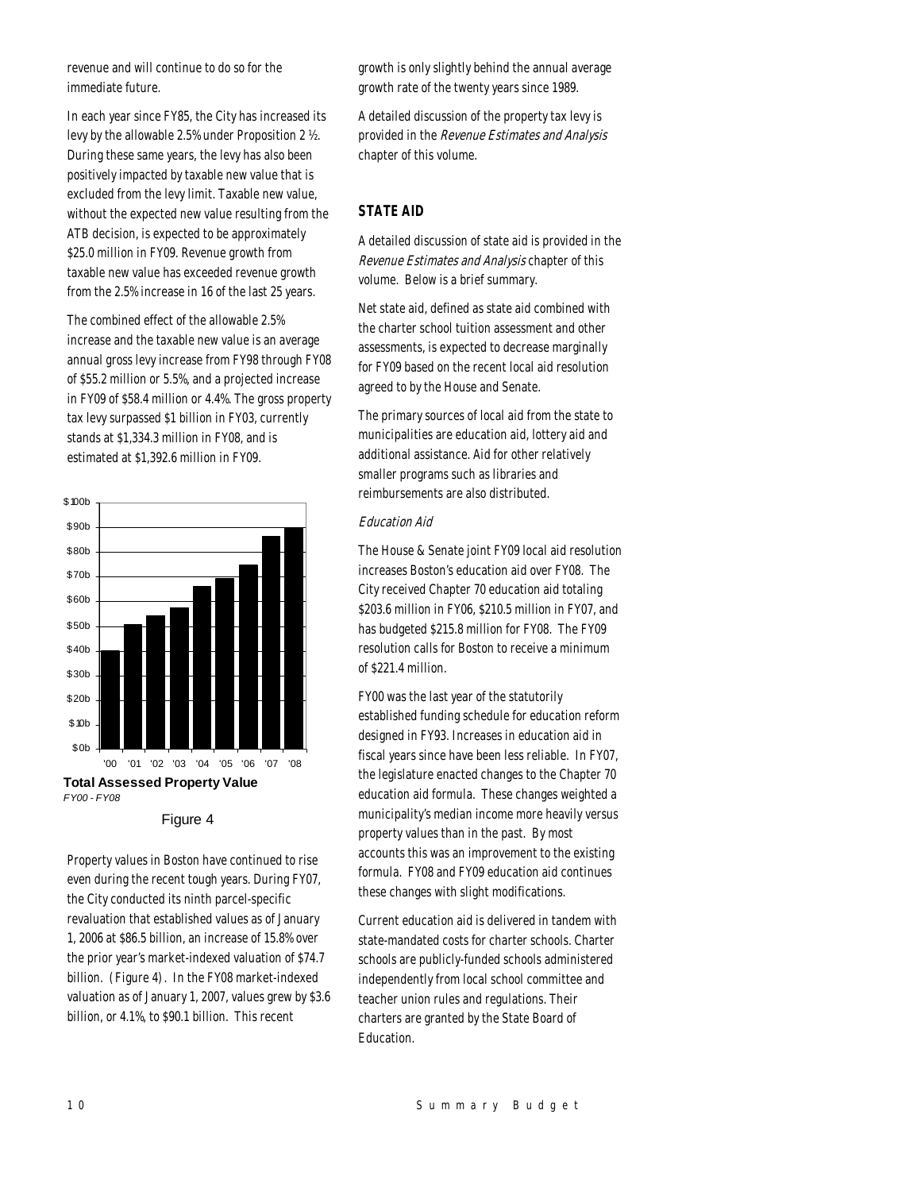revenue and will continue to do so for the immediate future.

In each year since FY85, the City has increased its levy by the allowable 2.5% under Proposition 2 ½. During these same years, the levy has also been positively impacted by taxable new value that is excluded from the levy limit. Taxable new value, without the expected new value resulting from the ATB decision, is expected to be approximately $25.0 million in FY09. Revenue growth from taxable new value has exceeded revenue growth from the 2.5% increase in 16 of the last 25 years.

The combined effect of the allowable 2.5% increase and the taxable new value is an average annual gross levy increase from FY98 through FY08 of $55.2 million or 5.5%, and a projected increase in FY09 of $58.4 million or 4.4%. The gross property tax levy surpassed $1 billion in FY03, currently stands at $1,334.3 million in FY08, and is estimated at $1,392.6 million in FY09.

**Total Assessed Property Value**
*FY00 - FY08*

Figure 4

Property values in Boston have continued to rise even during the recent tough years. During FY07, the City conducted its ninth parcel-specific revaluation that established values as of January 1, 2006 at $86.5 billion, an increase of 15.8% over the prior year's market-indexed valuation of $74.7 billion. (Figure 4). In the FY08 market-indexed valuation as of January 1, 2007, values grew by $3.6 billion, or 4.1%, to $90.1 billion. This recent growth is only slightly behind the annual average growth rate of the twenty years since 1989.

A detailed discussion of the property tax levy is provided in the *Revenue Estimates and Analysis* chapter of this volume.

## STATE AID

A detailed discussion of state aid is provided in the *Revenue Estimates and Analysis* chapter of this volume. Below is a brief summary.

Net state aid, defined as state aid combined with the charter school tuition assessment and other assessments, is expected to decrease marginally for FY09 based on the recent local aid resolution agreed to by the House and Senate.

The primary sources of local aid from the state to municipalities are education aid, lottery aid and additional assistance. Aid for other relatively smaller programs such as libraries and reimbursements are also distributed.

### *Education Aid*

The House & Senate joint FY09 local aid resolution increases Boston's education aid over FY08. The City received Chapter 70 education aid totaling $203.6 million in FY06, $210.5 million in FY07, and has budgeted $215.8 million for FY08. The FY09 resolution calls for Boston to receive a minimum of $221.4 million.

FY00 was the last year of the statutorily established funding schedule for education reform designed in FY93. Increases in education aid in fiscal years since have been less reliable. In FY07, the legislature enacted changes to the Chapter 70 education aid formula. These changes weighted a municipality's median income more heavily versus property values than in the past. By most accounts this was an improvement to the existing formula. FY08 and FY09 education aid continues these changes with slight modifications.

Current education aid is delivered in tandem with state-mandated costs for charter schools. Charter schools are publicly-funded schools administered independently from local school committee and teacher union rules and regulations. Their charters are granted by the State Board of Education.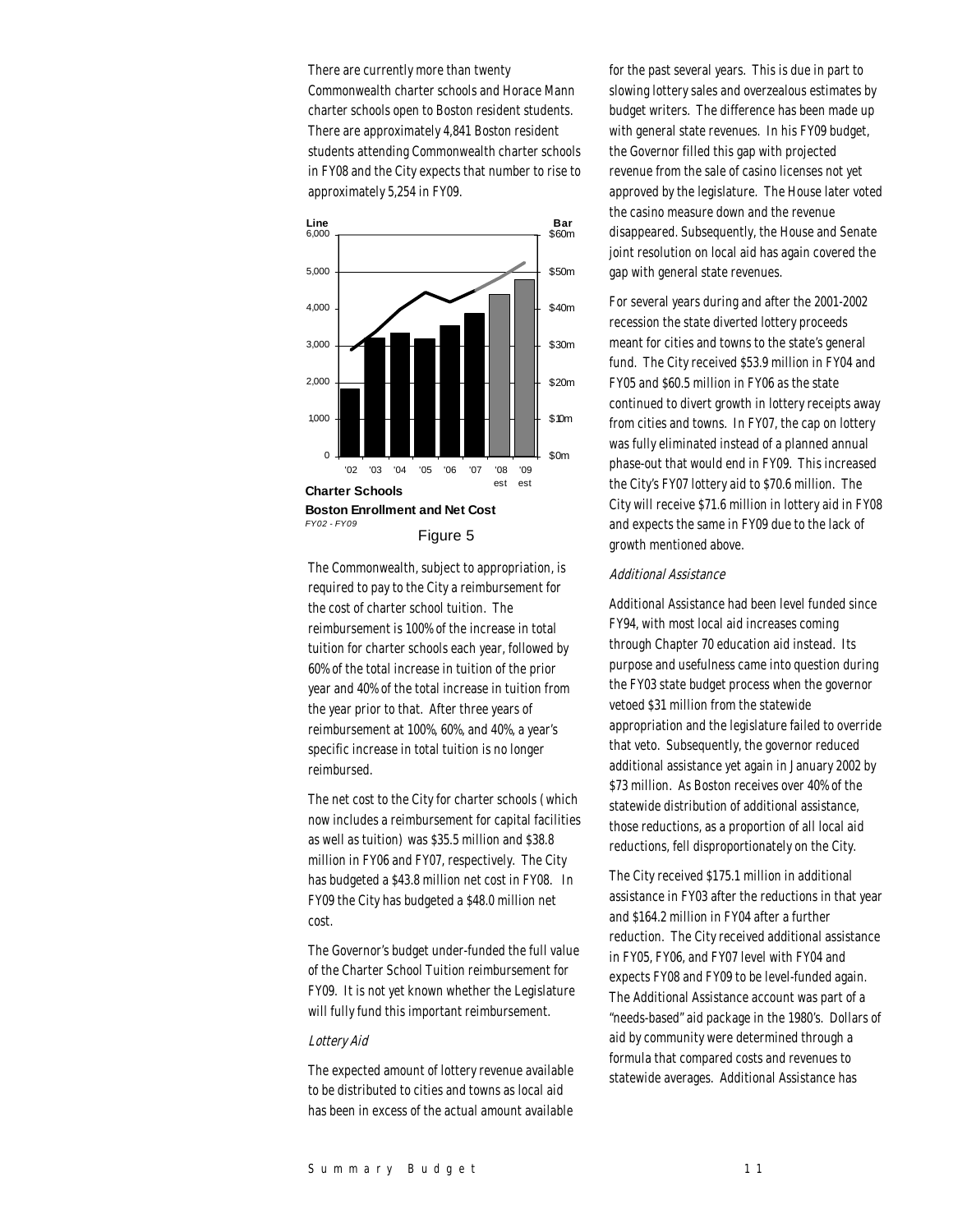There are currently more than twenty Commonwealth charter schools and Horace Mann charter schools open to Boston resident students. There are approximately 4,841 Boston resident students attending Commonwealth charter schools in FY08 and the City expects that number to rise to approximately 5,254 in FY09.

**Charter Schools**
**Boston Enrollment and Net Cost**
*FY02 - FY09*

Figure 5

The Commonwealth, subject to appropriation, is required to pay to the City a reimbursement for the cost of charter school tuition. The reimbursement is 100% of the increase in total tuition for charter schools each year, followed by 60% of the total increase in tuition of the prior year and 40% of the total increase in tuition from the year prior to that. After three years of reimbursement at 100%, 60%, and 40%, a year's specific increase in total tuition is no longer reimbursed.

The net cost to the City for charter schools (which now includes a reimbursement for capital facilities as well as tuition) was $35.5 million and $38.8 million in FY06 and FY07, respectively. The City has budgeted a $43.8 million net cost in FY08. In FY09 the City has budgeted a $48.0 million net cost.

The Governor's budget under-funded the full value of the Charter School Tuition reimbursement for FY09. It is not yet known whether the Legislature will fully fund this important reimbursement.

*Lottery Aid*

The expected amount of lottery revenue available to be distributed to cities and towns as local aid has been in excess of the actual amount available for the past several years. This is due in part to slowing lottery sales and overzealous estimates by budget writers. The difference has been made up with general state revenues. In his FY09 budget, the Governor filled this gap with projected revenue from the sale of casino licenses not yet approved by the legislature. The House later voted the casino measure down and the revenue disappeared. Subsequently, the House and Senate joint resolution on local aid has again covered the gap with general state revenues.

For several years during and after the 2001-2002 recession the state diverted lottery proceeds meant for cities and towns to the state's general fund. The City received $53.9 million in FY04 and FY05 and $60.5 million in FY06 as the state continued to divert growth in lottery receipts away from cities and towns. In FY07, the cap on lottery was fully eliminated instead of a planned annual phase-out that would end in FY09. This increased the City's FY07 lottery aid to $70.6 million. The City will receive $71.6 million in lottery aid in FY08 and expects the same in FY09 due to the lack of growth mentioned above.

*Additional Assistance*

Additional Assistance had been level funded since FY94, with most local aid increases coming through Chapter 70 education aid instead. Its purpose and usefulness came into question during the FY03 state budget process when the governor vetoed $31 million from the statewide appropriation and the legislature failed to override that veto. Subsequently, the governor reduced additional assistance yet again in January 2002 by $73 million. As Boston receives over 40% of the statewide distribution of additional assistance, those reductions, as a proportion of all local aid reductions, fell disproportionately on the City.

The City received $175.1 million in additional assistance in FY03 after the reductions in that year and $164.2 million in FY04 after a further reduction. The City received additional assistance in FY05, FY06, and FY07 level with FY04 and expects FY08 and FY09 to be level-funded again. The Additional Assistance account was part of a "needs-based" aid package in the 1980's. Dollars of aid by community were determined through a formula that compared costs and revenues to statewide averages. Additional Assistance has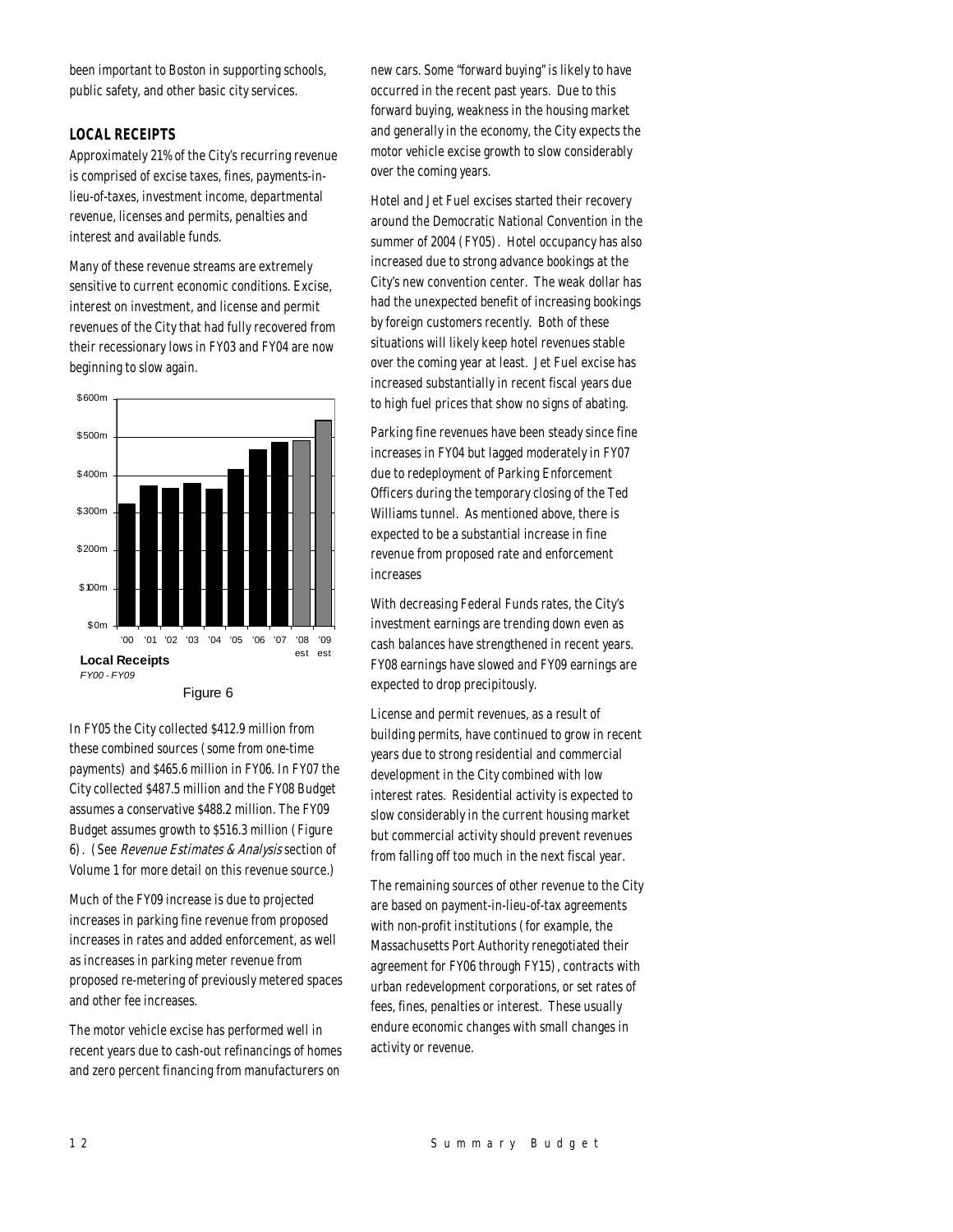been important to Boston in supporting schools, public safety, and other basic city services.

### LOCAL RECEIPTS

Approximately 21% of the City's recurring revenue is comprised of excise taxes, fines, payments-in-lieu-of-taxes, investment income, departmental revenue, licenses and permits, penalties and interest and available funds.

Many of these revenue streams are extremely sensitive to current economic conditions. Excise, interest on investment, and license and permit revenues of the City that had fully recovered from their recessionary lows in FY03 and FY04 are now beginning to slow again.

**Local Receipts**
*FY00 - FY09*

Figure 6

In FY05 the City collected $412.9 million from these combined sources (some from one-time payments) and $465.6 million in FY06. In FY07 the City collected $487.5 million and the FY08 Budget assumes a conservative $488.2 million. The FY09 Budget assumes growth to $516.3 million (Figure 6). (See *Revenue Estimates & Analysis* section of Volume 1 for more detail on this revenue source.)

Much of the FY09 increase is due to projected increases in parking fine revenue from proposed increases in rates and added enforcement, as well as increases in parking meter revenue from proposed re-metering of previously metered spaces and other fee increases.

The motor vehicle excise has performed well in recent years due to cash-out refinancings of homes and zero percent financing from manufacturers on new cars. Some "forward buying" is likely to have occurred in the recent past years. Due to this forward buying, weakness in the housing market and generally in the economy, the City expects the motor vehicle excise growth to slow considerably over the coming years.

Hotel and Jet Fuel excises started their recovery around the Democratic National Convention in the summer of 2004 (FY05). Hotel occupancy has also increased due to strong advance bookings at the City's new convention center. The weak dollar has had the unexpected benefit of increasing bookings by foreign customers recently. Both of these situations will likely keep hotel revenues stable over the coming year at least. Jet Fuel excise has increased substantially in recent fiscal years due to high fuel prices that show no signs of abating.

Parking fine revenues have been steady since fine increases in FY04 but lagged moderately in FY07 due to redeployment of Parking Enforcement Officers during the temporary closing of the Ted Williams tunnel. As mentioned above, there is expected to be a substantial increase in fine revenue from proposed rate and enforcement increases

With decreasing Federal Funds rates, the City's investment earnings are trending down even as cash balances have strengthened in recent years. FY08 earnings have slowed and FY09 earnings are expected to drop precipitously.

License and permit revenues, as a result of building permits, have continued to grow in recent years due to strong residential and commercial development in the City combined with low interest rates. Residential activity is expected to slow considerably in the current housing market but commercial activity should prevent revenues from falling off too much in the next fiscal year.

The remaining sources of other revenue to the City are based on payment-in-lieu-of-tax agreements with non-profit institutions (for example, the Massachusetts Port Authority renegotiated their agreement for FY06 through FY15), contracts with urban redevelopment corporations, or set rates of fees, fines, penalties or interest. These usually endure economic changes with small changes in activity or revenue.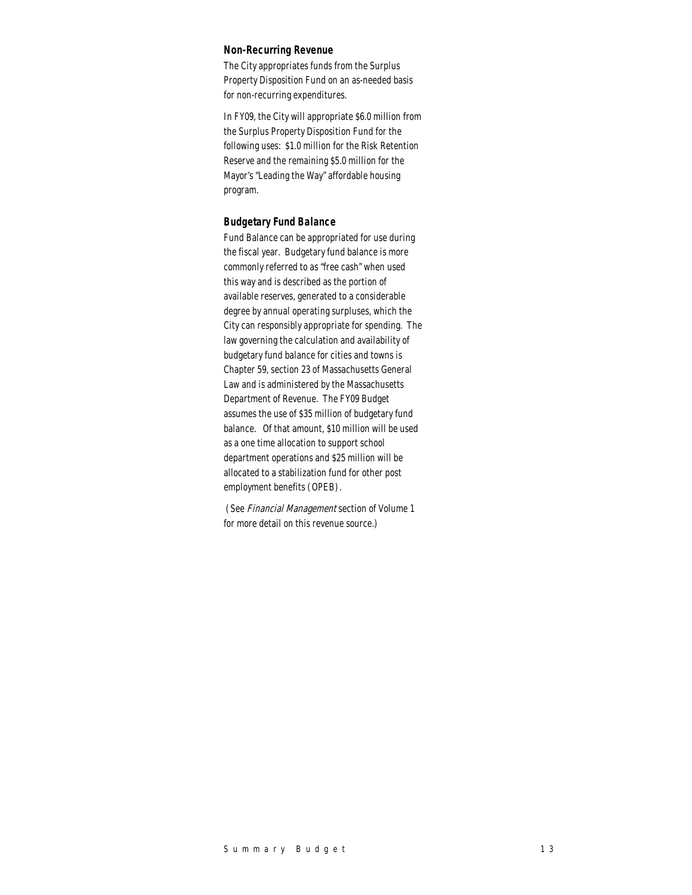### Non-Recurring Revenue

The City appropriates funds from the Surplus Property Disposition Fund on an as-needed basis for non-recurring expenditures.

In FY09, the City will appropriate $6.0 million from the Surplus Property Disposition Fund for the following uses: $1.0 million for the Risk Retention Reserve and the remaining $5.0 million for the Mayor's "Leading the Way" affordable housing program.

### Budgetary Fund Balance

Fund Balance can be appropriated for use during the fiscal year. Budgetary fund balance is more commonly referred to as "free cash" when used this way and is described as the portion of available reserves, generated to a considerable degree by annual operating surpluses, which the City can responsibly appropriate for spending. The law governing the calculation and availability of budgetary fund balance for cities and towns is Chapter 59, section 23 of Massachusetts General Law and is administered by the Massachusetts Department of Revenue. The FY09 Budget assumes the use of $35 million of budgetary fund balance. Of that amount, $10 million will be used as a one time allocation to support school department operations and $25 million will be allocated to a stabilization fund for other post employment benefits (OPEB).

(See *Financial Management* section of Volume 1 for more detail on this revenue source.)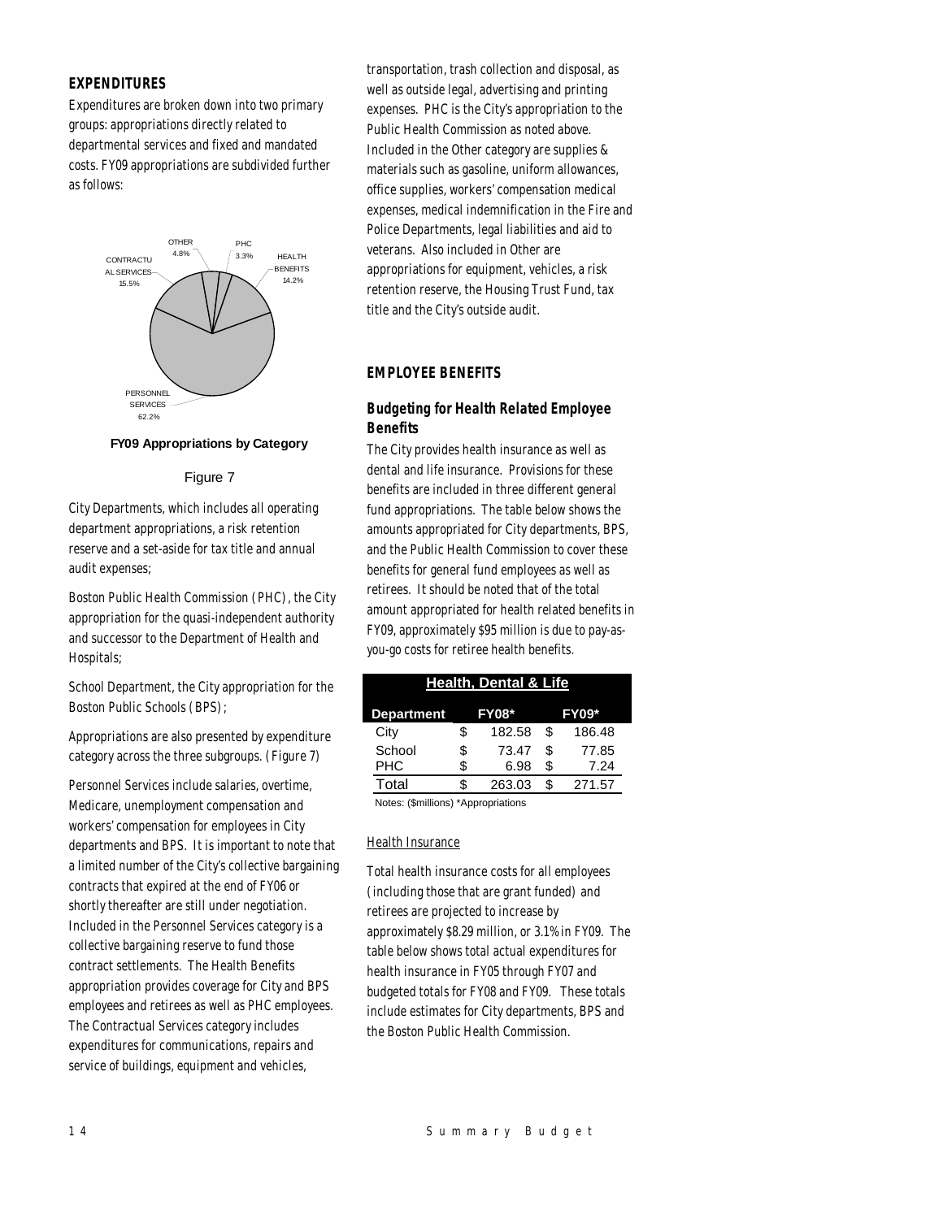## EXPENDITURES

Expenditures are broken down into two primary groups: appropriations directly related to departmental services and fixed and mandated costs. FY09 appropriations are subdivided further as follows:

OTHER 4.8%

PHC 3.3%

HEALTH BENEFITS 14.2%

CONTRACTUAL SERVICES 15.5%

PERSONNEL SERVICES 62.2%

**FY09 Appropriations by Category**

Figure 7

City Departments, which includes all operating department appropriations, a risk retention reserve and a set-aside for tax title and annual audit expenses;

Boston Public Health Commission (PHC), the City appropriation for the quasi-independent authority and successor to the Department of Health and Hospitals;

School Department, the City appropriation for the Boston Public Schools (BPS);

Appropriations are also presented by expenditure category across the three subgroups. (Figure 7)

Personnel Services include salaries, overtime, Medicare, unemployment compensation and workers' compensation for employees in City departments and BPS. It is important to note that a limited number of the City's collective bargaining contracts that expired at the end of FY06 or shortly thereafter are still under negotiation. Included in the Personnel Services category is a collective bargaining reserve to fund those contract settlements. The Health Benefits appropriation provides coverage for City and BPS employees and retirees as well as PHC employees. The Contractual Services category includes expenditures for communications, repairs and service of buildings, equipment and vehicles, transportation, trash collection and disposal, as well as outside legal, advertising and printing expenses. PHC is the City's appropriation to the Public Health Commission as noted above. Included in the Other category are supplies & materials such as gasoline, uniform allowances, office supplies, workers' compensation medical expenses, medical indemnification in the Fire and Police Departments, legal liabilities and aid to veterans. Also included in Other are appropriations for equipment, vehicles, a risk retention reserve, the Housing Trust Fund, tax title and the City's outside audit.

## EMPLOYEE BENEFITS

### Budgeting for Health Related Employee Benefits

The City provides health insurance as well as dental and life insurance. Provisions for these benefits are included in three different general fund appropriations. The table below shows the amounts appropriated for City departments, BPS, and the Public Health Commission to cover these benefits for general fund employees as well as retirees. It should be noted that of the total amount appropriated for health related benefits in FY09, approximately $95 million is due to pay-as-you-go costs for retiree health benefits.

**Health, Dental & Life**

| Department | FY08* | FY09* |
|---|---|---|
| City | $ 182.58 | $ 186.48 |
| School | $ 73.47 | $ 77.85 |
| PHC | $ 6.98 | $ 7.24 |
| Total | $ 263.03 | $ 271.57 |

Notes: ($millions) *Appropriations

Health Insurance

Total health insurance costs for all employees (including those that are grant funded) and retirees are projected to increase by approximately $8.29 million, or 3.1% in FY09. The table below shows total actual expenditures for health insurance in FY05 through FY07 and budgeted totals for FY08 and FY09. These totals include estimates for City departments, BPS and the Boston Public Health Commission.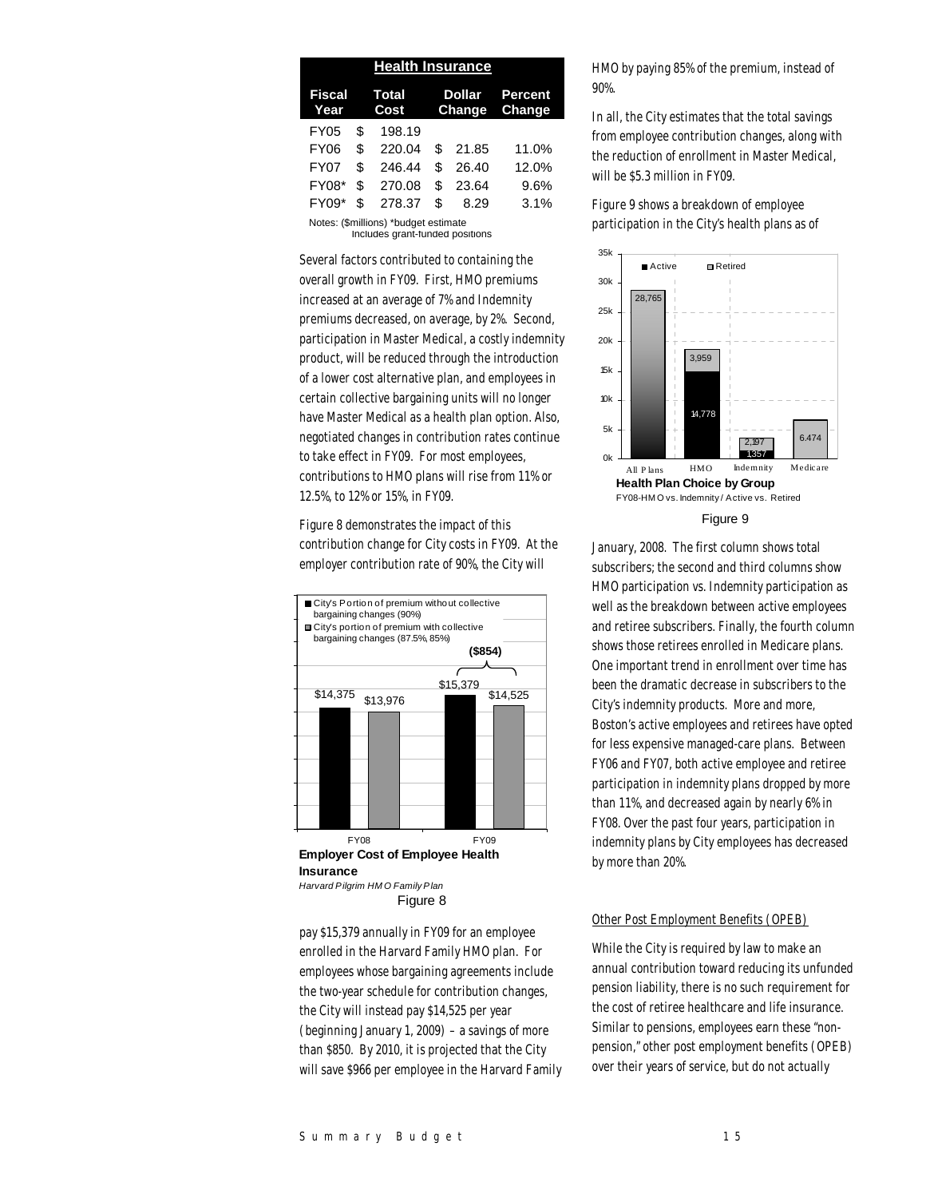| Health Insurance | | | |
|---|---|---|---|
| Fiscal Year | Total Cost | Dollar Change | Percent Change |
| FY05 | $ 198.19 | | |
| FY06 | $ 220.04 | $ 21.85 | 11.0% |
| FY07 | $ 246.44 | $ 26.40 | 12.0% |
| FY08* | $ 270.08 | $ 23.64 | 9.6% |
| FY09* | $ 278.37 | $ 8.29 | 3.1% |

Notes: ($millions) *budget estimate
Includes grant-funded positions

Several factors contributed to containing the overall growth in FY09. First, HMO premiums increased at an average of 7% and Indemnity premiums decreased, on average, by 2%. Second, participation in Master Medical, a costly indemnity product, will be reduced through the introduction of a lower cost alternative plan, and employees in certain collective bargaining units will no longer have Master Medical as a health plan option. Also, negotiated changes in contribution rates continue to take effect in FY09. For most employees, contributions to HMO plans will rise from 11% or 12.5%, to 12% or 15%, in FY09.

Figure 8 demonstrates the impact of this contribution change for City costs in FY09. At the employer contribution rate of 90%, the City will pay $15,379 annually in FY09 for an employee enrolled in the Harvard Family HMO plan. For employees whose bargaining agreements include the two-year schedule for contribution changes, the City will instead pay $14,525 per year (beginning January 1, 2009) – a savings of more than $850. By 2010, it is projected that the City will save $966 per employee in the Harvard Family HMO by paying 85% of the premium, instead of 90%.

**Employer Cost of Employee Health Insurance**
*Harvard Pilgrim HMO Family Plan*
Figure 8

In all, the City estimates that the total savings from employee contribution changes, along with the reduction of enrollment in Master Medical, will be $5.3 million in FY09.

Figure 9 shows a breakdown of employee participation in the City's health plans as of January, 2008. The first column shows total subscribers; the second and third columns show HMO participation vs. Indemnity participation as well as the breakdown between active employees and retiree subscribers. Finally, the fourth column shows those retirees enrolled in Medicare plans. One important trend in enrollment over time has been the dramatic decrease in subscribers to the City's indemnity products. More and more, Boston's active employees and retirees have opted for less expensive managed-care plans. Between FY06 and FY07, both active employee and retiree participation in indemnity plans dropped by more than 11%, and decreased again by nearly 6% in FY08. Over the past four years, participation in indemnity plans by City employees has decreased by more than 20%.

**Health Plan Choice by Group**
FY08-HMO vs. Indemnity / Active vs. Retired
Figure 9

## Other Post Employment Benefits (OPEB)

While the City is required by law to make an annual contribution toward reducing its unfunded pension liability, there is no such requirement for the cost of retiree healthcare and life insurance. Similar to pensions, employees earn these "non-pension," other post employment benefits (OPEB) over their years of service, but do not actually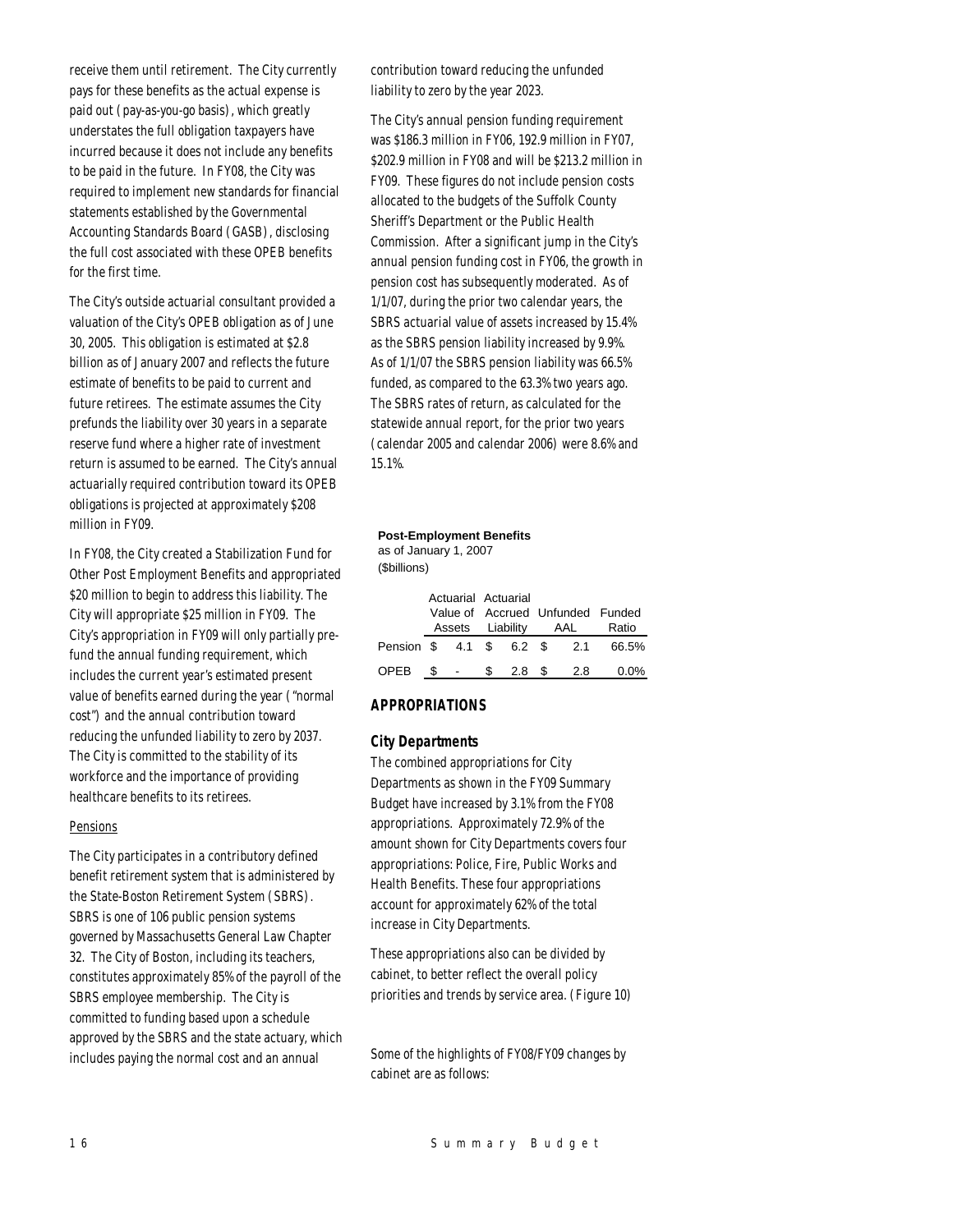receive them until retirement. The City currently pays for these benefits as the actual expense is paid out (pay-as-you-go basis), which greatly understates the full obligation taxpayers have incurred because it does not include any benefits to be paid in the future. In FY08, the City was required to implement new standards for financial statements established by the Governmental Accounting Standards Board (GASB), disclosing the full cost associated with these OPEB benefits for the first time.

The City's outside actuarial consultant provided a valuation of the City's OPEB obligation as of June 30, 2005. This obligation is estimated at $2.8 billion as of January 2007 and reflects the future estimate of benefits to be paid to current and future retirees. The estimate assumes the City prefunds the liability over 30 years in a separate reserve fund where a higher rate of investment return is assumed to be earned. The City's annual actuarially required contribution toward its OPEB obligations is projected at approximately $208 million in FY09.

In FY08, the City created a Stabilization Fund for Other Post Employment Benefits and appropriated $20 million to begin to address this liability. The City will appropriate $25 million in FY09. The City's appropriation in FY09 will only partially pre-fund the annual funding requirement, which includes the current year's estimated present value of benefits earned during the year ("normal cost") and the annual contribution toward reducing the unfunded liability to zero by 2037. The City is committed to the stability of its workforce and the importance of providing healthcare benefits to its retirees.

Pensions

The City participates in a contributory defined benefit retirement system that is administered by the State-Boston Retirement System (SBRS). SBRS is one of 106 public pension systems governed by Massachusetts General Law Chapter 32. The City of Boston, including its teachers, constitutes approximately 85% of the payroll of the SBRS employee membership. The City is committed to funding based upon a schedule approved by the SBRS and the state actuary, which includes paying the normal cost and an annual contribution toward reducing the unfunded liability to zero by the year 2023.

The City's annual pension funding requirement was $186.3 million in FY06, 192.9 million in FY07, $202.9 million in FY08 and will be $213.2 million in FY09. These figures do not include pension costs allocated to the budgets of the Suffolk County Sheriff's Department or the Public Health Commission. After a significant jump in the City's annual pension funding cost in FY06, the growth in pension cost has subsequently moderated. As of 1/1/07, during the prior two calendar years, the SBRS actuarial value of assets increased by 15.4% as the SBRS pension liability increased by 9.9%. As of 1/1/07 the SBRS pension liability was 66.5% funded, as compared to the 63.3% two years ago. The SBRS rates of return, as calculated for the statewide annual report, for the prior two years (calendar 2005 and calendar 2006) were 8.6% and 15.1%.

**Post-Employment Benefits**
as of January 1, 2007
($billions)

| | Actuarial Value of Assets | Actuarial Accrued Liability | Unfunded AAL | Funded Ratio |
|---|---|---|---|---|
| Pension | $ 4.1 | $ 6.2 | $ 2.1 | 66.5% |
| OPEB | $ - | $ 2.8 | $ 2.8 | 0.0% |

## APPROPRIATIONS

### City Departments

The combined appropriations for City Departments as shown in the FY09 Summary Budget have increased by 3.1% from the FY08 appropriations. Approximately 72.9% of the amount shown for City Departments covers four appropriations: Police, Fire, Public Works and Health Benefits. These four appropriations account for approximately 62% of the total increase in City Departments.

These appropriations also can be divided by cabinet, to better reflect the overall policy priorities and trends by service area. (Figure 10)

Some of the highlights of FY08/FY09 changes by cabinet are as follows: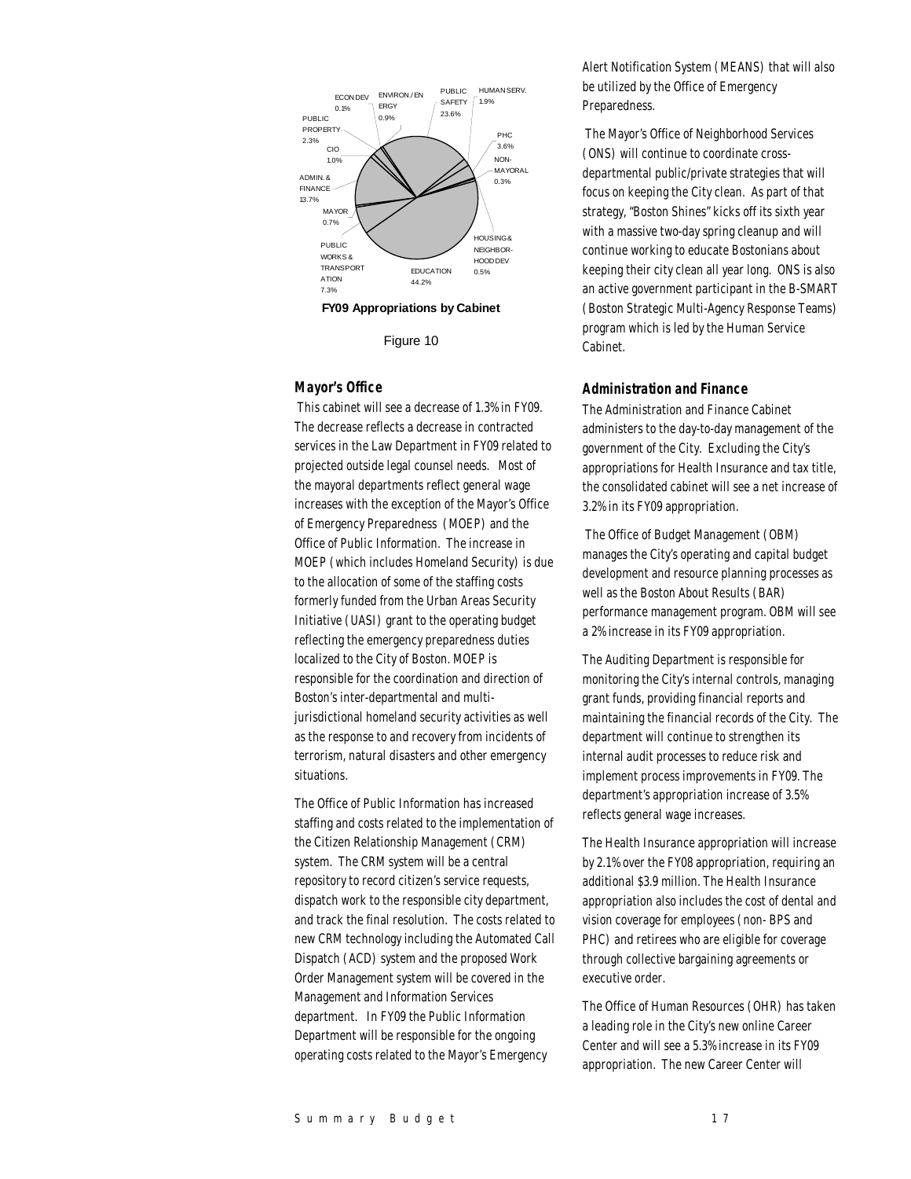ECON DEV 0.1%

ENVIRON./ENERGY 0.9%

PUBLIC SAFETY 23.6%

HUMAN SERV. 1.9%

PUBLIC PROPERTY 2.3%

CIO 1.0%

PHC 3.6%

NON-MAYORAL 0.3%

ADMIN. & FINANCE 13.7%

MAYOR 0.7%

HOUSING & NEIGHBORHOOD DEV 0.5%

PUBLIC WORKS & TRANSPORTATION 7.3%

EDUCATION 44.2%

**FY09 Appropriations by Cabinet**

Figure 10

### Mayor's Office

This cabinet will see a decrease of 1.3% in FY09. The decrease reflects a decrease in contracted services in the Law Department in FY09 related to projected outside legal counsel needs. Most of the mayoral departments reflect general wage increases with the exception of the Mayor's Office of Emergency Preparedness (MOEP) and the Office of Public Information. The increase in MOEP (which includes Homeland Security) is due to the allocation of some of the staffing costs formerly funded from the Urban Areas Security Initiative (UASI) grant to the operating budget reflecting the emergency preparedness duties localized to the City of Boston. MOEP is responsible for the coordination and direction of Boston's inter-departmental and multi-jurisdictional homeland security activities as well as the response to and recovery from incidents of terrorism, natural disasters and other emergency situations.

The Office of Public Information has increased staffing and costs related to the implementation of the Citizen Relationship Management (CRM) system. The CRM system will be a central repository to record citizen's service requests, dispatch work to the responsible city department, and track the final resolution. The costs related to new CRM technology including the Automated Call Dispatch (ACD) system and the proposed Work Order Management system will be covered in the Management and Information Services department. In FY09 the Public Information Department will be responsible for the ongoing operating costs related to the Mayor's Emergency Alert Notification System (MEANS) that will also be utilized by the Office of Emergency Preparedness.

The Mayor's Office of Neighborhood Services (ONS) will continue to coordinate cross-departmental public/private strategies that will focus on keeping the City clean. As part of that strategy, "Boston Shines" kicks off its sixth year with a massive two-day spring cleanup and will continue working to educate Bostonians about keeping their city clean all year long. ONS is also an active government participant in the B-SMART (Boston Strategic Multi-Agency Response Teams) program which is led by the Human Service Cabinet.

### Administration and Finance

The Administration and Finance Cabinet administers to the day-to-day management of the government of the City. Excluding the City's appropriations for Health Insurance and tax title, the consolidated cabinet will see a net increase of 3.2% in its FY09 appropriation.

The Office of Budget Management (OBM) manages the City's operating and capital budget development and resource planning processes as well as the Boston About Results (BAR) performance management program. OBM will see a 2% increase in its FY09 appropriation.

The Auditing Department is responsible for monitoring the City's internal controls, managing grant funds, providing financial reports and maintaining the financial records of the City. The department will continue to strengthen its internal audit processes to reduce risk and implement process improvements in FY09. The department's appropriation increase of 3.5% reflects general wage increases.

The Health Insurance appropriation will increase by 2.1% over the FY08 appropriation, requiring an additional $3.9 million. The Health Insurance appropriation also includes the cost of dental and vision coverage for employees (non- BPS and PHC) and retirees who are eligible for coverage through collective bargaining agreements or executive order.

The Office of Human Resources (OHR) has taken a leading role in the City's new online Career Center and will see a 5.3% increase in its FY09 appropriation. The new Career Center will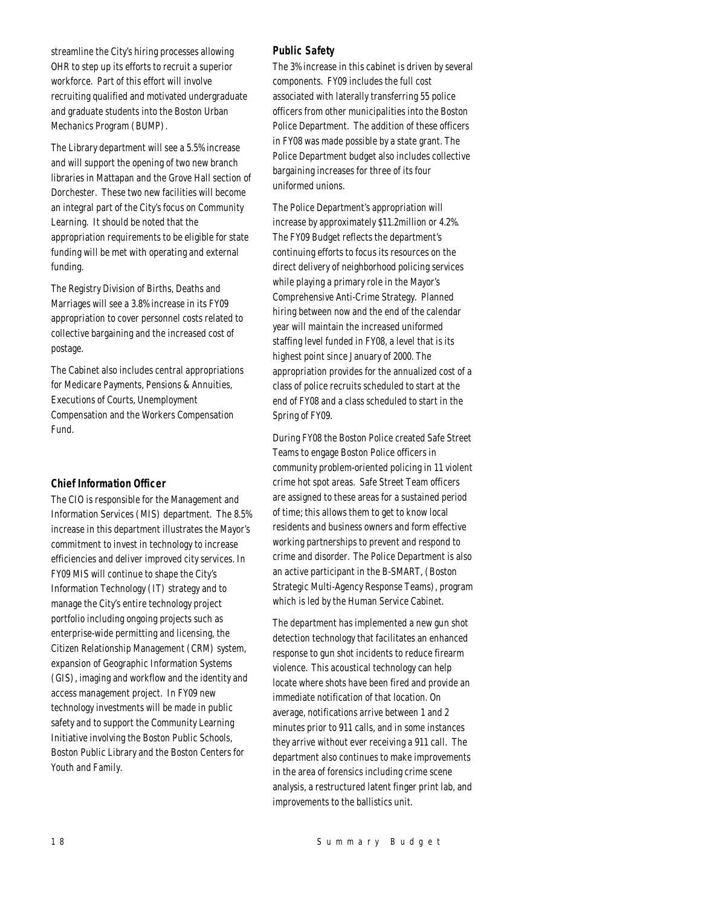streamline the City's hiring processes allowing OHR to step up its efforts to recruit a superior workforce. Part of this effort will involve recruiting qualified and motivated undergraduate and graduate students into the Boston Urban Mechanics Program (BUMP).

The Library department will see a 5.5% increase and will support the opening of two new branch libraries in Mattapan and the Grove Hall section of Dorchester. These two new facilities will become an integral part of the City's focus on Community Learning. It should be noted that the appropriation requirements to be eligible for state funding will be met with operating and external funding.

The Registry Division of Births, Deaths and Marriages will see a 3.8% increase in its FY09 appropriation to cover personnel costs related to collective bargaining and the increased cost of postage.

The Cabinet also includes central appropriations for Medicare Payments, Pensions & Annuities, Executions of Courts, Unemployment Compensation and the Workers Compensation Fund.

### *Chief Information Officer*

The CIO is responsible for the Management and Information Services (MIS) department. The 8.5% increase in this department illustrates the Mayor's commitment to invest in technology to increase efficiencies and deliver improved city services. In FY09 MIS will continue to shape the City's Information Technology (IT) strategy and to manage the City's entire technology project portfolio including ongoing projects such as enterprise-wide permitting and licensing, the Citizen Relationship Management (CRM) system, expansion of Geographic Information Systems (GIS), imaging and workflow and the identity and access management project. In FY09 new technology investments will be made in public safety and to support the Community Learning Initiative involving the Boston Public Schools, Boston Public Library and the Boston Centers for Youth and Family.

### *Public Safety*

The 3% increase in this cabinet is driven by several components. FY09 includes the full cost associated with laterally transferring 55 police officers from other municipalities into the Boston Police Department. The addition of these officers in FY08 was made possible by a state grant. The Police Department budget also includes collective bargaining increases for three of its four uniformed unions.

The Police Department's appropriation will increase by approximately $11.2million or 4.2%. The FY09 Budget reflects the department's continuing efforts to focus its resources on the direct delivery of neighborhood policing services while playing a primary role in the Mayor's Comprehensive Anti-Crime Strategy. Planned hiring between now and the end of the calendar year will maintain the increased uniformed staffing level funded in FY08, a level that is its highest point since January of 2000. The appropriation provides for the annualized cost of a class of police recruits scheduled to start at the end of FY08 and a class scheduled to start in the Spring of FY09.

During FY08 the Boston Police created Safe Street Teams to engage Boston Police officers in community problem-oriented policing in 11 violent crime hot spot areas. Safe Street Team officers are assigned to these areas for a sustained period of time; this allows them to get to know local residents and business owners and form effective working partnerships to prevent and respond to crime and disorder. The Police Department is also an active participant in the B-SMART, (Boston Strategic Multi-Agency Response Teams), program which is led by the Human Service Cabinet.

The department has implemented a new gun shot detection technology that facilitates an enhanced response to gun shot incidents to reduce firearm violence. This acoustical technology can help locate where shots have been fired and provide an immediate notification of that location. On average, notifications arrive between 1 and 2 minutes prior to 911 calls, and in some instances they arrive without ever receiving a 911 call. The department also continues to make improvements in the area of forensics including crime scene analysis, a restructured latent finger print lab, and improvements to the ballistics unit.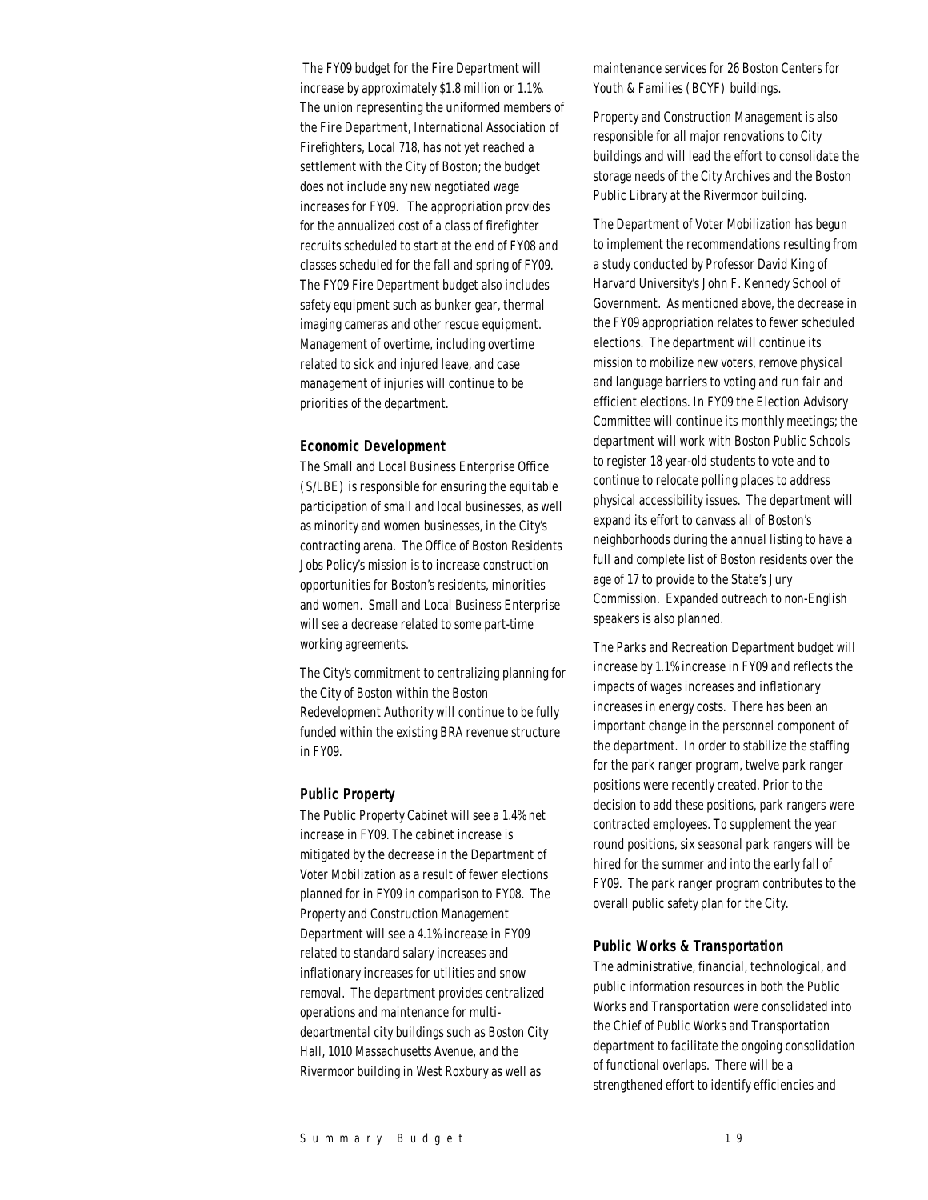The FY09 budget for the Fire Department will increase by approximately $1.8 million or 1.1%. The union representing the uniformed members of the Fire Department, International Association of Firefighters, Local 718, has not yet reached a settlement with the City of Boston; the budget does not include any new negotiated wage increases for FY09. The appropriation provides for the annualized cost of a class of firefighter recruits scheduled to start at the end of FY08 and classes scheduled for the fall and spring of FY09. The FY09 Fire Department budget also includes safety equipment such as bunker gear, thermal imaging cameras and other rescue equipment. Management of overtime, including overtime related to sick and injured leave, and case management of injuries will continue to be priorities of the department.

### Economic Development

The Small and Local Business Enterprise Office (S/LBE) is responsible for ensuring the equitable participation of small and local businesses, as well as minority and women businesses, in the City's contracting arena. The Office of Boston Residents Jobs Policy's mission is to increase construction opportunities for Boston's residents, minorities and women. Small and Local Business Enterprise will see a decrease related to some part-time working agreements.

The City's commitment to centralizing planning for the City of Boston within the Boston Redevelopment Authority will continue to be fully funded within the existing BRA revenue structure in FY09.

### Public Property

The Public Property Cabinet will see a 1.4% net increase in FY09. The cabinet increase is mitigated by the decrease in the Department of Voter Mobilization as a result of fewer elections planned for in FY09 in comparison to FY08. The Property and Construction Management Department will see a 4.1% increase in FY09 related to standard salary increases and inflationary increases for utilities and snow removal. The department provides centralized operations and maintenance for multi-departmental city buildings such as Boston City Hall, 1010 Massachusetts Avenue, and the Rivermoor building in West Roxbury as well as maintenance services for 26 Boston Centers for Youth & Families (BCYF) buildings.

Property and Construction Management is also responsible for all major renovations to City buildings and will lead the effort to consolidate the storage needs of the City Archives and the Boston Public Library at the Rivermoor building.

The Department of Voter Mobilization has begun to implement the recommendations resulting from a study conducted by Professor David King of Harvard University's John F. Kennedy School of Government. As mentioned above, the decrease in the FY09 appropriation relates to fewer scheduled elections. The department will continue its mission to mobilize new voters, remove physical and language barriers to voting and run fair and efficient elections. In FY09 the Election Advisory Committee will continue its monthly meetings; the department will work with Boston Public Schools to register 18 year-old students to vote and to continue to relocate polling places to address physical accessibility issues. The department will expand its effort to canvass all of Boston's neighborhoods during the annual listing to have a full and complete list of Boston residents over the age of 17 to provide to the State's Jury Commission. Expanded outreach to non-English speakers is also planned.

The Parks and Recreation Department budget will increase by 1.1% increase in FY09 and reflects the impacts of wages increases and inflationary increases in energy costs. There has been an important change in the personnel component of the department. In order to stabilize the staffing for the park ranger program, twelve park ranger positions were recently created. Prior to the decision to add these positions, park rangers were contracted employees. To supplement the year round positions, six seasonal park rangers will be hired for the summer and into the early fall of FY09. The park ranger program contributes to the overall public safety plan for the City.

### Public Works & Transportation

The administrative, financial, technological, and public information resources in both the Public Works and Transportation were consolidated into the Chief of Public Works and Transportation department to facilitate the ongoing consolidation of functional overlaps. There will be a strengthened effort to identify efficiencies and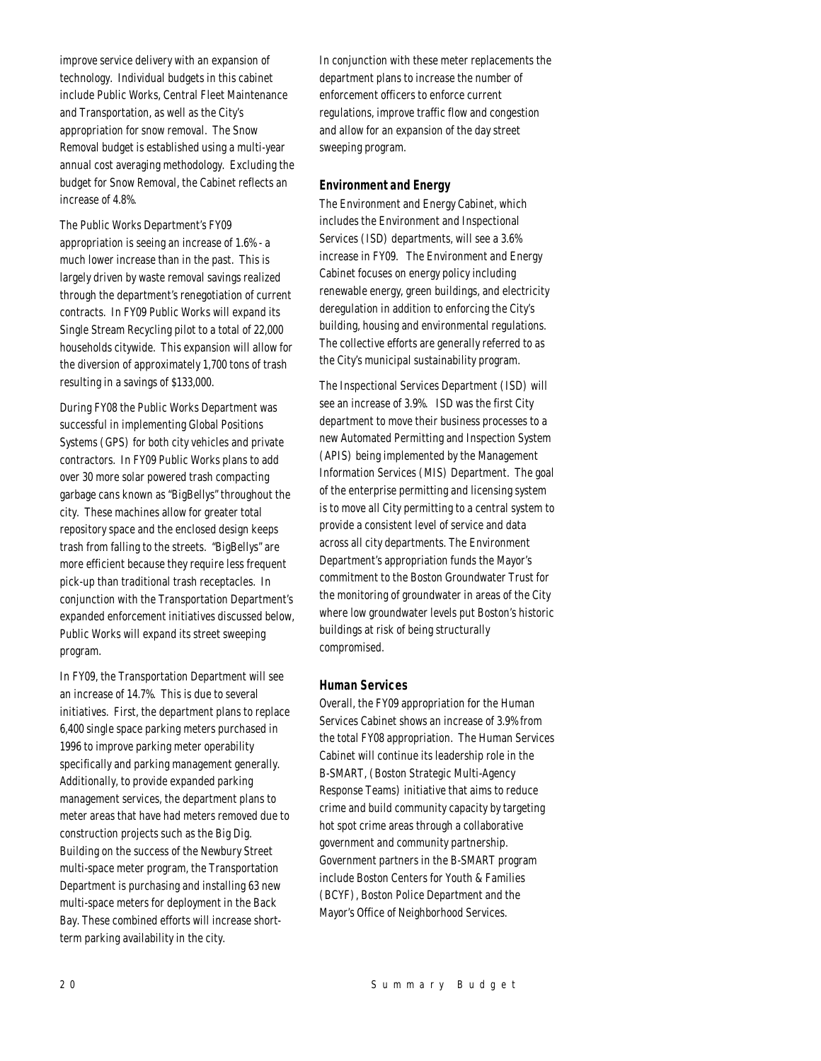improve service delivery with an expansion of technology. Individual budgets in this cabinet include Public Works, Central Fleet Maintenance and Transportation, as well as the City's appropriation for snow removal. The Snow Removal budget is established using a multi-year annual cost averaging methodology. Excluding the budget for Snow Removal, the Cabinet reflects an increase of 4.8%.

The Public Works Department's FY09 appropriation is seeing an increase of 1.6% - a much lower increase than in the past. This is largely driven by waste removal savings realized through the department's renegotiation of current contracts. In FY09 Public Works will expand its Single Stream Recycling pilot to a total of 22,000 households citywide. This expansion will allow for the diversion of approximately 1,700 tons of trash resulting in a savings of $133,000.

During FY08 the Public Works Department was successful in implementing Global Positions Systems (GPS) for both city vehicles and private contractors. In FY09 Public Works plans to add over 30 more solar powered trash compacting garbage cans known as "BigBellys" throughout the city. These machines allow for greater total repository space and the enclosed design keeps trash from falling to the streets. "BigBellys" are more efficient because they require less frequent pick-up than traditional trash receptacles. In conjunction with the Transportation Department's expanded enforcement initiatives discussed below, Public Works will expand its street sweeping program.

In FY09, the Transportation Department will see an increase of 14.7%. This is due to several initiatives. First, the department plans to replace 6,400 single space parking meters purchased in 1996 to improve parking meter operability specifically and parking management generally. Additionally, to provide expanded parking management services, the department plans to meter areas that have had meters removed due to construction projects such as the Big Dig. Building on the success of the Newbury Street multi-space meter program, the Transportation Department is purchasing and installing 63 new multi-space meters for deployment in the Back Bay. These combined efforts will increase short-term parking availability in the city.

In conjunction with these meter replacements the department plans to increase the number of enforcement officers to enforce current regulations, improve traffic flow and congestion and allow for an expansion of the day street sweeping program.

### Environment and Energy

The Environment and Energy Cabinet, which includes the Environment and Inspectional Services (ISD) departments, will see a 3.6% increase in FY09. The Environment and Energy Cabinet focuses on energy policy including renewable energy, green buildings, and electricity deregulation in addition to enforcing the City's building, housing and environmental regulations. The collective efforts are generally referred to as the City's municipal sustainability program.

The Inspectional Services Department (ISD) will see an increase of 3.9%. ISD was the first City department to move their business processes to a new Automated Permitting and Inspection System (APIS) being implemented by the Management Information Services (MIS) Department. The goal of the enterprise permitting and licensing system is to move all City permitting to a central system to provide a consistent level of service and data across all city departments. The Environment Department's appropriation funds the Mayor's commitment to the Boston Groundwater Trust for the monitoring of groundwater in areas of the City where low groundwater levels put Boston's historic buildings at risk of being structurally compromised.

### Human Services

Overall, the FY09 appropriation for the Human Services Cabinet shows an increase of 3.9% from the total FY08 appropriation. The Human Services Cabinet will continue its leadership role in the B-SMART, (Boston Strategic Multi-Agency Response Teams) initiative that aims to reduce crime and build community capacity by targeting hot spot crime areas through a collaborative government and community partnership. Government partners in the B-SMART program include Boston Centers for Youth & Families (BCYF), Boston Police Department and the Mayor's Office of Neighborhood Services.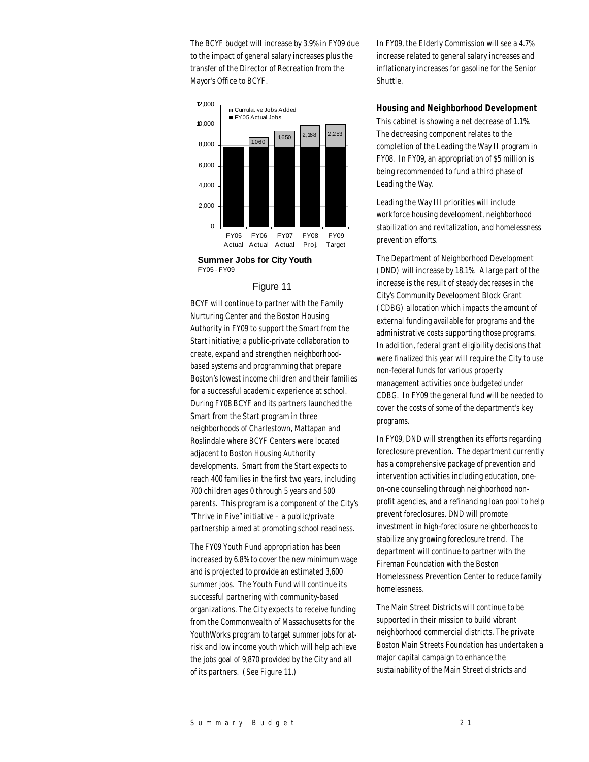The BCYF budget will increase by 3.9% in FY09 due to the impact of general salary increases plus the transfer of the Director of Recreation from the Mayor's Office to BCYF.

| | FY05 Actual | FY06 Actual | FY07 Actual | FY08 Proj. | FY09 Target |
|---|---|---|---|---|---|
| Cumulative Jobs Added | | 1,060 | 1,650 | 2,168 | 2,253 |

**Summer Jobs for City Youth**
FY05 - FY09

Figure 11

BCYF will continue to partner with the Family Nurturing Center and the Boston Housing Authority in FY09 to support the Smart from the Start initiative; a public-private collaboration to create, expand and strengthen neighborhood-based systems and programming that prepare Boston's lowest income children and their families for a successful academic experience at school. During FY08 BCYF and its partners launched the Smart from the Start program in three neighborhoods of Charlestown, Mattapan and Roslindale where BCYF Centers were located adjacent to Boston Housing Authority developments. Smart from the Start expects to reach 400 families in the first two years, including 700 children ages 0 through 5 years and 500 parents. This program is a component of the City's "Thrive in Five" initiative – a public/private partnership aimed at promoting school readiness.

The FY09 Youth Fund appropriation has been increased by 6.8% to cover the new minimum wage and is projected to provide an estimated 3,600 summer jobs. The Youth Fund will continue its successful partnering with community-based organizations. The City expects to receive funding from the Commonwealth of Massachusetts for the YouthWorks program to target summer jobs for at-risk and low income youth which will help achieve the jobs goal of 9,870 provided by the City and all of its partners. (See Figure 11.)

In FY09, the Elderly Commission will see a 4.7% increase related to general salary increases and inflationary increases for gasoline for the Senior Shuttle.

### Housing and Neighborhood Development

This cabinet is showing a net decrease of 1.1%. The decreasing component relates to the completion of the Leading the Way II program in FY08. In FY09, an appropriation of $5 million is being recommended to fund a third phase of Leading the Way.

Leading the Way III priorities will include workforce housing development, neighborhood stabilization and revitalization, and homelessness prevention efforts.

The Department of Neighborhood Development (DND) will increase by 18.1%. A large part of the increase is the result of steady decreases in the City's Community Development Block Grant (CDBG) allocation which impacts the amount of external funding available for programs and the administrative costs supporting those programs. In addition, federal grant eligibility decisions that were finalized this year will require the City to use non-federal funds for various property management activities once budgeted under CDBG. In FY09 the general fund will be needed to cover the costs of some of the department's key programs.

In FY09, DND will strengthen its efforts regarding foreclosure prevention. The department currently has a comprehensive package of prevention and intervention activities including education, one-on-one counseling through neighborhood non-profit agencies, and a refinancing loan pool to help prevent foreclosures. DND will promote investment in high-foreclosure neighborhoods to stabilize any growing foreclosure trend. The department will continue to partner with the Fireman Foundation with the Boston Homelessness Prevention Center to reduce family homelessness.

The Main Street Districts will continue to be supported in their mission to build vibrant neighborhood commercial districts. The private Boston Main Streets Foundation has undertaken a major capital campaign to enhance the sustainability of the Main Street districts and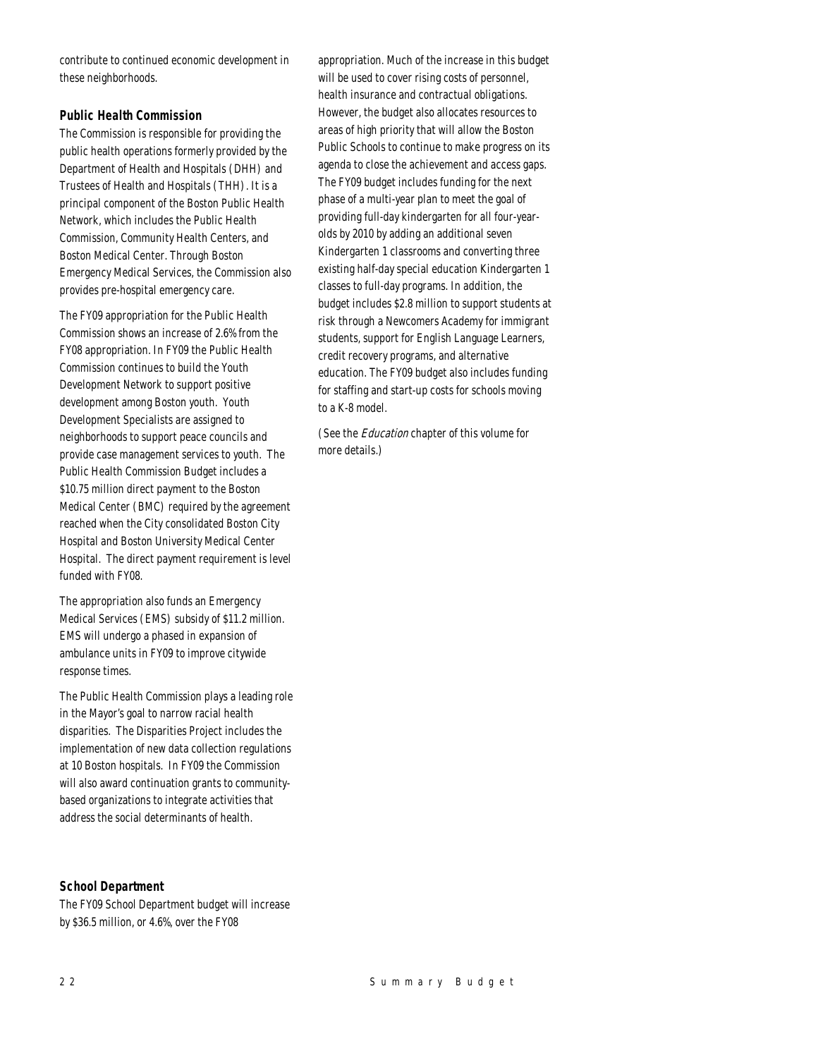contribute to continued economic development in these neighborhoods.

### Public Health Commission

The Commission is responsible for providing the public health operations formerly provided by the Department of Health and Hospitals (DHH) and Trustees of Health and Hospitals (THH). It is a principal component of the Boston Public Health Network, which includes the Public Health Commission, Community Health Centers, and Boston Medical Center. Through Boston Emergency Medical Services, the Commission also provides pre-hospital emergency care.

The FY09 appropriation for the Public Health Commission shows an increase of 2.6% from the FY08 appropriation. In FY09 the Public Health Commission continues to build the Youth Development Network to support positive development among Boston youth. Youth Development Specialists are assigned to neighborhoods to support peace councils and provide case management services to youth. The Public Health Commission Budget includes a $10.75 million direct payment to the Boston Medical Center (BMC) required by the agreement reached when the City consolidated Boston City Hospital and Boston University Medical Center Hospital. The direct payment requirement is level funded with FY08.

The appropriation also funds an Emergency Medical Services (EMS) subsidy of $11.2 million. EMS will undergo a phased in expansion of ambulance units in FY09 to improve citywide response times.

The Public Health Commission plays a leading role in the Mayor's goal to narrow racial health disparities. The Disparities Project includes the implementation of new data collection regulations at 10 Boston hospitals. In FY09 the Commission will also award continuation grants to community-based organizations to integrate activities that address the social determinants of health.

### School Department

The FY09 School Department budget will increase by $36.5 million, or 4.6%, over the FY08 appropriation. Much of the increase in this budget will be used to cover rising costs of personnel, health insurance and contractual obligations. However, the budget also allocates resources to areas of high priority that will allow the Boston Public Schools to continue to make progress on its agenda to close the achievement and access gaps. The FY09 budget includes funding for the next phase of a multi-year plan to meet the goal of providing full-day kindergarten for all four-year-olds by 2010 by adding an additional seven Kindergarten 1 classrooms and converting three existing half-day special education Kindergarten 1 classes to full-day programs. In addition, the budget includes $2.8 million to support students at risk through a Newcomers Academy for immigrant students, support for English Language Learners, credit recovery programs, and alternative education. The FY09 budget also includes funding for staffing and start-up costs for schools moving to a K-8 model.

(See the *Education* chapter of this volume for more details.)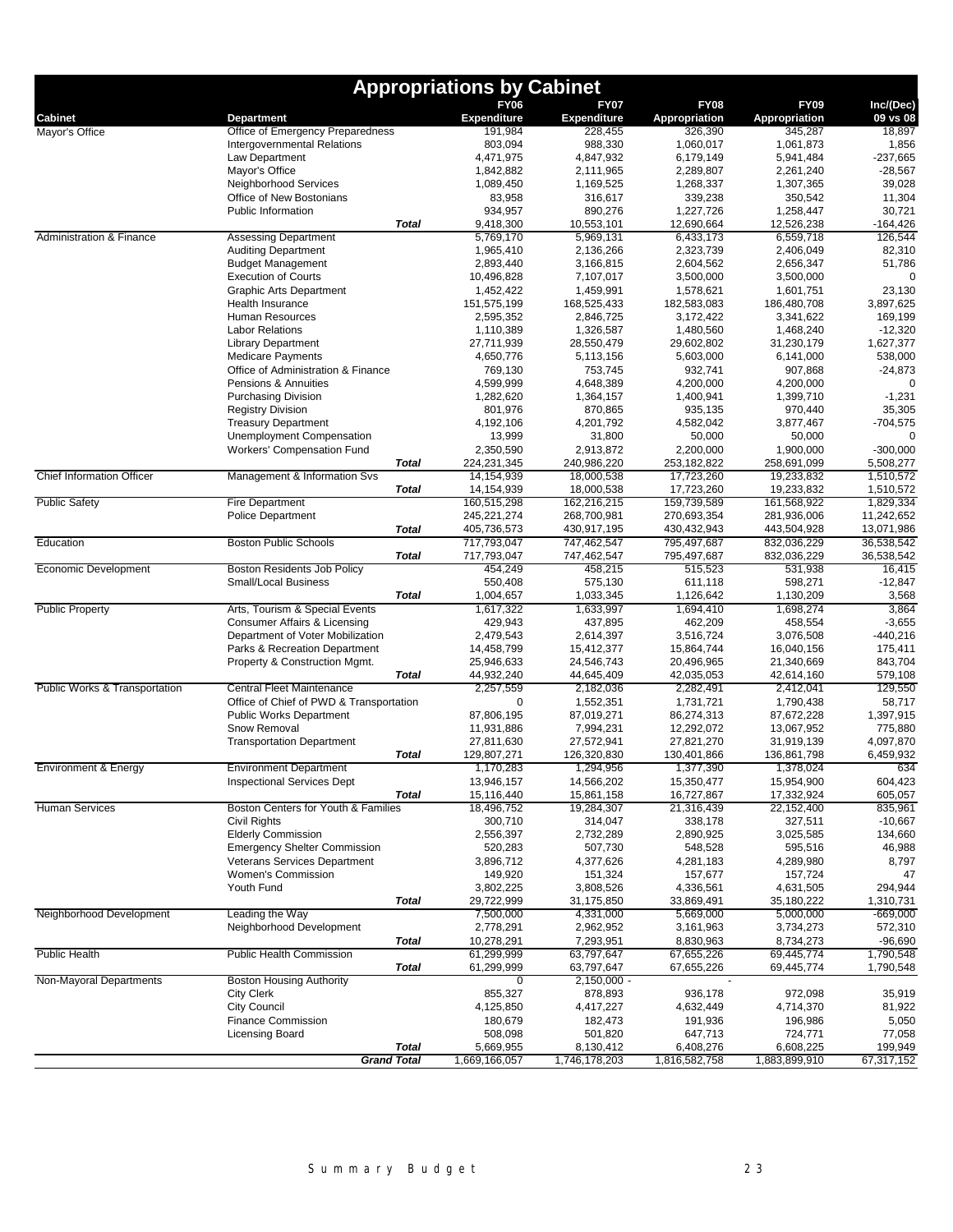# Appropriations by Cabinet

| Cabinet | Department | | FY06 Expenditure | FY07 Expenditure | FY08 Appropriation | FY09 Appropriation | Inc/(Dec) 09 vs 08 |
|---|---|---|---|---|---|---|---|
| Mayor's Office | Office of Emergency Preparedness | | 191,984 | 228,455 | 326,390 | 345,287 | 18,897 |
| | Intergovernmental Relations | | 803,094 | 988,330 | 1,060,017 | 1,061,873 | 1,856 |
| | Law Department | | 4,471,975 | 4,847,932 | 6,179,149 | 5,941,484 | -237,665 |
| | Mayor's Office | | 1,842,882 | 2,111,965 | 2,289,807 | 2,261,240 | -28,567 |
| | Neighborhood Services | | 1,089,450 | 1,169,525 | 1,268,337 | 1,307,365 | 39,028 |
| | Office of New Bostonians | | 83,958 | 316,617 | 339,238 | 350,542 | 11,304 |
| | Public Information | | 934,957 | 890,276 | 1,227,726 | 1,258,447 | 30,721 |
| | | *Total* | 9,418,300 | 10,553,101 | 12,690,664 | 12,526,238 | -164,426 |
| Administration & Finance | Assessing Department | | 5,769,170 | 5,969,131 | 6,433,173 | 6,559,718 | 126,544 |
| | Auditing Department | | 1,965,410 | 2,136,266 | 2,323,739 | 2,406,049 | 82,310 |
| | Budget Management | | 2,893,440 | 3,166,815 | 2,604,562 | 2,656,347 | 51,786 |
| | Execution of Courts | | 10,496,828 | 7,107,017 | 3,500,000 | 3,500,000 | 0 |
| | Graphic Arts Department | | 1,452,422 | 1,459,991 | 1,578,621 | 1,601,751 | 23,130 |
| | Health Insurance | | 151,575,199 | 168,525,433 | 182,583,083 | 186,480,708 | 3,897,625 |
| | Human Resources | | 2,595,352 | 2,846,725 | 3,172,422 | 3,341,622 | 169,199 |
| | Labor Relations | | 1,110,389 | 1,326,587 | 1,480,560 | 1,468,240 | -12,320 |
| | Library Department | | 27,711,939 | 28,550,479 | 29,602,802 | 31,230,179 | 1,627,377 |
| | Medicare Payments | | 4,650,776 | 5,113,156 | 5,603,000 | 6,141,000 | 538,000 |
| | Office of Administration & Finance | | 769,130 | 753,745 | 932,741 | 907,868 | -24,873 |
| | Pensions & Annuities | | 4,599,999 | 4,648,389 | 4,200,000 | 4,200,000 | 0 |
| | Purchasing Division | | 1,282,620 | 1,364,157 | 1,400,941 | 1,399,710 | -1,231 |
| | Registry Division | | 801,976 | 870,865 | 935,135 | 970,440 | 35,305 |
| | Treasury Department | | 4,192,106 | 4,201,792 | 4,582,042 | 3,877,467 | -704,575 |
| | Unemployment Compensation | | 13,999 | 31,800 | 50,000 | 50,000 | 0 |
| | Workers' Compensation Fund | | 2,350,590 | 2,913,872 | 2,200,000 | 1,900,000 | -300,000 |
| | | *Total* | 224,231,345 | 240,986,220 | 253,182,822 | 258,691,099 | 5,508,277 |
| Chief Information Officer | Management & Information Svs | | 14,154,939 | 18,000,538 | 17,723,260 | 19,233,832 | 1,510,572 |
| | | *Total* | 14,154,939 | 18,000,538 | 17,723,260 | 19,233,832 | 1,510,572 |
| Public Safety | Fire Department | | 160,515,298 | 162,216,215 | 159,739,589 | 161,568,922 | 1,829,334 |
| | Police Department | | 245,221,274 | 268,700,981 | 270,693,354 | 281,936,006 | 11,242,652 |
| | | *Total* | 405,736,573 | 430,917,195 | 430,432,943 | 443,504,928 | 13,071,986 |
| Education | Boston Public Schools | | 717,793,047 | 747,462,547 | 795,497,687 | 832,036,229 | 36,538,542 |
| | | *Total* | 717,793,047 | 747,462,547 | 795,497,687 | 832,036,229 | 36,538,542 |
| Economic Development | Boston Residents Job Policy | | 454,249 | 458,215 | 515,523 | 531,938 | 16,415 |
| | Small/Local Business | | 550,408 | 575,130 | 611,118 | 598,271 | -12,847 |
| | | *Total* | 1,004,657 | 1,033,345 | 1,126,642 | 1,130,209 | 3,568 |
| Public Property | Arts, Tourism & Special Events | | 1,617,322 | 1,633,997 | 1,694,410 | 1,698,274 | 3,864 |
| | Consumer Affairs & Licensing | | 429,943 | 437,895 | 462,209 | 458,554 | -3,655 |
| | Department of Voter Mobilization | | 2,479,543 | 2,614,397 | 3,516,724 | 3,076,508 | -440,216 |
| | Parks & Recreation Department | | 14,458,799 | 15,412,377 | 15,864,744 | 16,040,156 | 175,411 |
| | Property & Construction Mgmt. | | 25,946,633 | 24,546,743 | 20,496,965 | 21,340,669 | 843,704 |
| | | *Total* | 44,932,240 | 44,645,409 | 42,035,053 | 42,614,160 | 579,108 |
| Public Works & Transportation | Central Fleet Maintenance | | 2,257,559 | 2,182,036 | 2,282,491 | 2,412,041 | 129,550 |
| | Office of Chief of PWD & Transportation | | 0 | 1,552,351 | 1,731,721 | 1,790,438 | 58,717 |
| | Public Works Department | | 87,806,195 | 87,019,271 | 86,274,313 | 87,672,228 | 1,397,915 |
| | Snow Removal | | 11,931,886 | 7,994,231 | 12,292,072 | 13,067,952 | 775,880 |
| | Transportation Department | | 27,811,630 | 27,572,941 | 27,821,270 | 31,919,139 | 4,097,870 |
| | | *Total* | 129,807,271 | 126,320,830 | 130,401,866 | 136,861,798 | 6,459,932 |
| Environment & Energy | Environment Department | | 1,170,283 | 1,294,956 | 1,377,390 | 1,378,024 | 634 |
| | Inspectional Services Dept | | 13,946,157 | 14,566,202 | 15,350,477 | 15,954,900 | 604,423 |
| | | *Total* | 15,116,440 | 15,861,158 | 16,727,867 | 17,332,924 | 605,057 |
| Human Services | Boston Centers for Youth & Families | | 18,496,752 | 19,284,307 | 21,316,439 | 22,152,400 | 835,961 |
| | Civil Rights | | 300,710 | 314,047 | 338,178 | 327,511 | -10,667 |
| | Elderly Commission | | 2,556,397 | 2,732,289 | 2,890,925 | 3,025,585 | 134,660 |
| | Emergency Shelter Commission | | 520,283 | 507,730 | 548,528 | 595,516 | 46,988 |
| | Veterans Services Department | | 3,896,712 | 4,377,626 | 4,281,183 | 4,289,980 | 8,797 |
| | Women's Commission | | 149,920 | 151,324 | 157,677 | 157,724 | 47 |
| | Youth Fund | | 3,802,225 | 3,808,526 | 4,336,561 | 4,631,505 | 294,944 |
| | | *Total* | 29,722,999 | 31,175,850 | 33,869,491 | 35,180,222 | 1,310,731 |
| Neighborhood Development | Leading the Way | | 7,500,000 | 4,331,000 | 5,669,000 | 5,000,000 | -669,000 |
| | Neighborhood Development | | 2,778,291 | 2,962,952 | 3,161,963 | 3,734,273 | 572,310 |
| | | *Total* | 10,278,291 | 7,293,951 | 8,830,963 | 8,734,273 | -96,690 |
| Public Health | Public Health Commission | | 61,299,999 | 63,797,647 | 67,655,226 | 69,445,774 | 1,790,548 |
| | | *Total* | 61,299,999 | 63,797,647 | 67,655,226 | 69,445,774 | 1,790,548 |
| Non-Mayoral Departments | Boston Housing Authority | | 0 | 2,150,000 | - | - | |
| | City Clerk | | 855,327 | 878,893 | 936,178 | 972,098 | 35,919 |
| | City Council | | 4,125,850 | 4,417,227 | 4,632,449 | 4,714,370 | 81,922 |
| | Finance Commission | | 180,679 | 182,473 | 191,936 | 196,986 | 5,050 |
| | Licensing Board | | 508,098 | 501,820 | 647,713 | 724,771 | 77,058 |
| | | *Total* | 5,669,955 | 8,130,412 | 6,408,276 | 6,608,225 | 199,949 |
| | | ***Grand Total*** | 1,669,166,057 | 1,746,178,203 | 1,816,582,758 | 1,883,899,910 | 67,317,152 |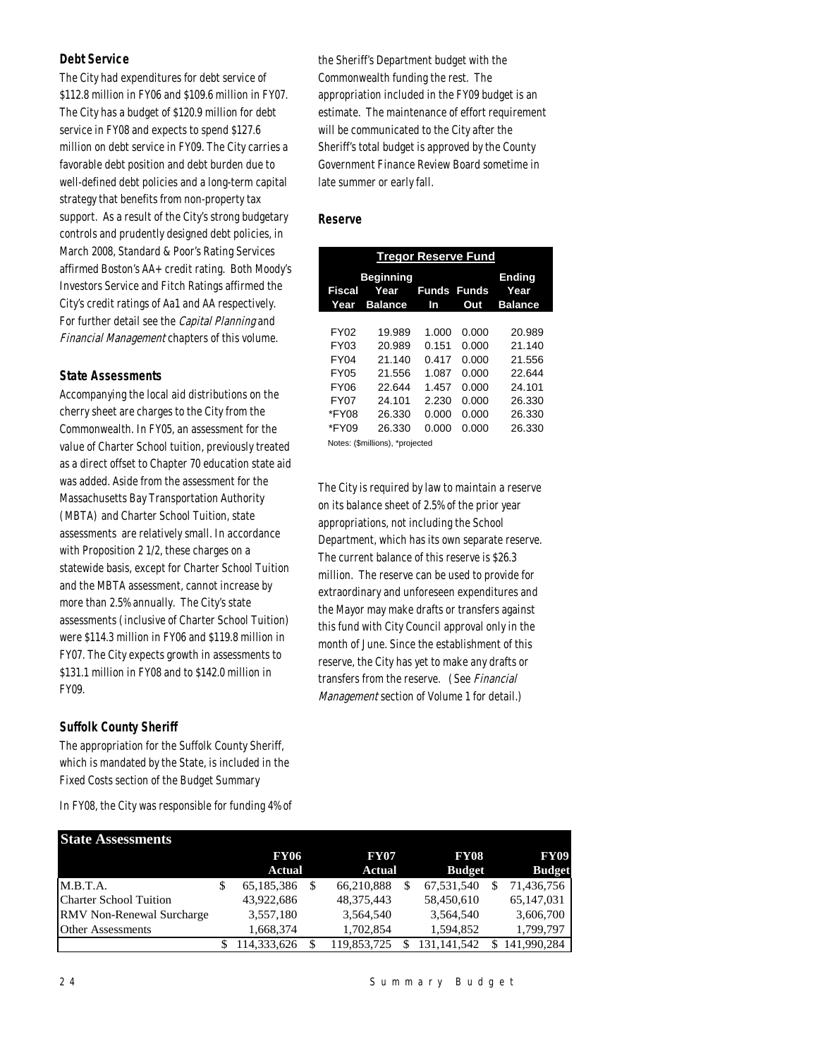### Debt Service

The City had expenditures for debt service of $112.8 million in FY06 and $109.6 million in FY07. The City has a budget of $120.9 million for debt service in FY08 and expects to spend $127.6 million on debt service in FY09. The City carries a favorable debt position and debt burden due to well-defined debt policies and a long-term capital strategy that benefits from non-property tax support. As a result of the City's strong budgetary controls and prudently designed debt policies, in March 2008, Standard & Poor's Rating Services affirmed Boston's AA+ credit rating. Both Moody's Investors Service and Fitch Ratings affirmed the City's credit ratings of Aa1 and AA respectively. For further detail see the *Capital Planning* and *Financial Management* chapters of this volume.

### State Assessments

Accompanying the local aid distributions on the cherry sheet are charges to the City from the Commonwealth. In FY05, an assessment for the value of Charter School tuition, previously treated as a direct offset to Chapter 70 education state aid was added. Aside from the assessment for the Massachusetts Bay Transportation Authority (MBTA) and Charter School Tuition, state assessments are relatively small. In accordance with Proposition 2 1/2, these charges on a statewide basis, except for Charter School Tuition and the MBTA assessment, cannot increase by more than 2.5% annually. The City's state assessments (inclusive of Charter School Tuition) were $114.3 million in FY06 and $119.8 million in FY07. The City expects growth in assessments to $131.1 million in FY08 and to $142.0 million in FY09.

### Suffolk County Sheriff

The appropriation for the Suffolk County Sheriff, which is mandated by the State, is included in the Fixed Costs section of the Budget Summary

In FY08, the City was responsible for funding 4% of the Sheriff's Department budget with the Commonwealth funding the rest. The appropriation included in the FY09 budget is an estimate. The maintenance of effort requirement will be communicated to the City after the Sheriff's total budget is approved by the County Government Finance Review Board sometime in late summer or early fall.

### Reserve

**Tregor Reserve Fund**

| Fiscal Year | Beginning Year Balance | Funds In | Funds Out | Ending Year Balance |
|---|---|---|---|---|
| FY02 | 19.989 | 1.000 | 0.000 | 20.989 |
| FY03 | 20.989 | 0.151 | 0.000 | 21.140 |
| FY04 | 21.140 | 0.417 | 0.000 | 21.556 |
| FY05 | 21.556 | 1.087 | 0.000 | 22.644 |
| FY06 | 22.644 | 1.457 | 0.000 | 24.101 |
| FY07 | 24.101 | 2.230 | 0.000 | 26.330 |
| *FY08 | 26.330 | 0.000 | 0.000 | 26.330 |
| *FY09 | 26.330 | 0.000 | 0.000 | 26.330 |

Notes: ($millions), *projected

The City is required by law to maintain a reserve on its balance sheet of 2.5% of the prior year appropriations, not including the School Department, which has its own separate reserve. The current balance of this reserve is $26.3 million. The reserve can be used to provide for extraordinary and unforeseen expenditures and the Mayor may make drafts or transfers against this fund with City Council approval only in the month of June. Since the establishment of this reserve, the City has yet to make any drafts or transfers from the reserve. (See *Financial Management* section of Volume 1 for detail.)

| State Assessments | FY06 Actual | FY07 Actual | FY08 Budget | FY09 Budget |
|---|---|---|---|---|
| M.B.T.A. | $ 65,185,386 | $ 66,210,888 | $ 67,531,540 | $ 71,436,756 |
| Charter School Tuition | 43,922,686 | 48,375,443 | 58,450,610 | 65,147,031 |
| RMV Non-Renewal Surcharge | 3,557,180 | 3,564,540 | 3,564,540 | 3,606,700 |
| Other Assessments | 1,668,374 | 1,702,854 | 1,594,852 | 1,799,797 |
| | $ 114,333,626 | $ 119,853,725 | $ 131,141,542 | $ 141,990,284 |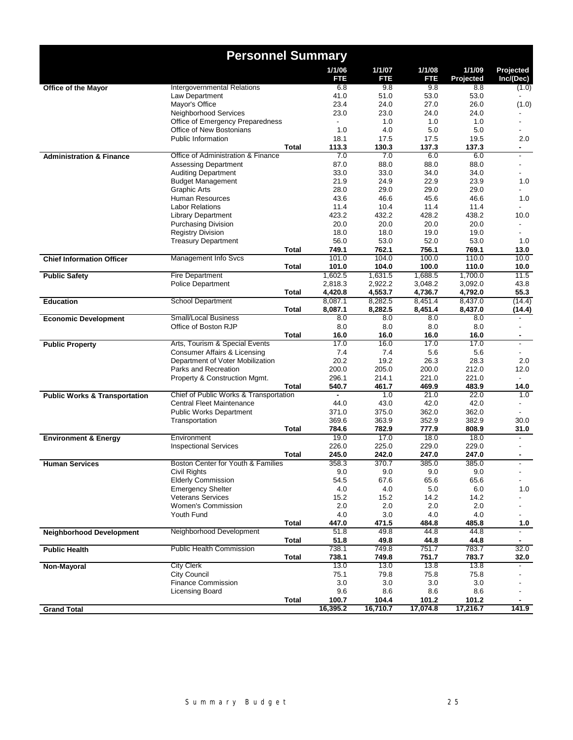# Personnel Summary

| | | | 1/1/06 FTE | 1/1/07 FTE | 1/1/08 FTE | 1/1/09 Projected | Projected Inc/(Dec) |
|---|---|---|---|---|---|---|---|
| **Office of the Mayor** | Intergovernmental Relations | | 6.8 | 9.8 | 9.8 | 8.8 | (1.0) |
| | Law Department | | 41.0 | 51.0 | 53.0 | 53.0 | - |
| | Mayor's Office | | 23.4 | 24.0 | 27.0 | 26.0 | (1.0) |
| | Neighborhood Services | | 23.0 | 23.0 | 24.0 | 24.0 | - |
| | Office of Emergency Preparedness | | - | 1.0 | 1.0 | 1.0 | - |
| | Office of New Bostonians | | 1.0 | 4.0 | 5.0 | 5.0 | - |
| | Public Information | | 18.1 | 17.5 | 17.5 | 19.5 | 2.0 |
| | | **Total** | **113.3** | **130.3** | **137.3** | **137.3** | **-** |
| **Administration & Finance** | Office of Administration & Finance | | 7.0 | 7.0 | 6.0 | 6.0 | - |
| | Assessing Department | | 87.0 | 88.0 | 88.0 | 88.0 | - |
| | Auditing Department | | 33.0 | 33.0 | 34.0 | 34.0 | - |
| | Budget Management | | 21.9 | 24.9 | 22.9 | 23.9 | 1.0 |
| | Graphic Arts | | 28.0 | 29.0 | 29.0 | 29.0 | - |
| | Human Resources | | 43.6 | 46.6 | 45.6 | 46.6 | 1.0 |
| | Labor Relations | | 11.4 | 10.4 | 11.4 | 11.4 | - |
| | Library Department | | 423.2 | 432.2 | 428.2 | 438.2 | 10.0 |
| | Purchasing Division | | 20.0 | 20.0 | 20.0 | 20.0 | - |
| | Registry Division | | 18.0 | 18.0 | 19.0 | 19.0 | - |
| | Treasury Department | | 56.0 | 53.0 | 52.0 | 53.0 | 1.0 |
| | | **Total** | **749.1** | **762.1** | **756.1** | **769.1** | **13.0** |
| **Chief Information Officer** | Management Info Svcs | | 101.0 | 104.0 | 100.0 | 110.0 | 10.0 |
| | | **Total** | **101.0** | **104.0** | **100.0** | **110.0** | **10.0** |
| **Public Safety** | Fire Department | | 1,602.5 | 1,631.5 | 1,688.5 | 1,700.0 | 11.5 |
| | Police Department | | 2,818.3 | 2,922.2 | 3,048.2 | 3,092.0 | 43.8 |
| | | **Total** | **4,420.8** | **4,553.7** | **4,736.7** | **4,792.0** | **55.3** |
| **Education** | School Department | | 8,087.1 | 8,282.5 | 8,451.4 | 8,437.0 | (14.4) |
| | | **Total** | **8,087.1** | **8,282.5** | **8,451.4** | **8,437.0** | **(14.4)** |
| **Economic Development** | Small/Local Business | | 8.0 | 8.0 | 8.0 | 8.0 | - |
| | Office of Boston RJP | | 8.0 | 8.0 | 8.0 | 8.0 | - |
| | | **Total** | **16.0** | **16.0** | **16.0** | **16.0** | **-** |
| **Public Property** | Arts, Tourism & Special Events | | 17.0 | 16.0 | 17.0 | 17.0 | - |
| | Consumer Affairs & Licensing | | 7.4 | 7.4 | 5.6 | 5.6 | - |
| | Department of Voter Mobilization | | 20.2 | 19.2 | 26.3 | 28.3 | 2.0 |
| | Parks and Recreation | | 200.0 | 205.0 | 200.0 | 212.0 | 12.0 |
| | Property & Construction Mgmt. | | 296.1 | 214.1 | 221.0 | 221.0 | - |
| | | **Total** | **540.7** | **461.7** | **469.9** | **483.9** | **14.0** |
| **Public Works & Transportation** | Chief of Public Works & Transportation | | - | 1.0 | 21.0 | 22.0 | 1.0 |
| | Central Fleet Maintenance | | 44.0 | 43.0 | 42.0 | 42.0 | - |
| | Public Works Department | | 371.0 | 375.0 | 362.0 | 362.0 | - |
| | Transportation | | 369.6 | 363.9 | 352.9 | 382.9 | 30.0 |
| | | **Total** | **784.6** | **782.9** | **777.9** | **808.9** | **31.0** |
| **Environment & Energy** | Environment | | 19.0 | 17.0 | 18.0 | 18.0 | - |
| | Inspectional Services | | 226.0 | 225.0 | 229.0 | 229.0 | - |
| | | **Total** | **245.0** | **242.0** | **247.0** | **247.0** | **-** |
| **Human Services** | Boston Center for Youth & Families | | 358.3 | 370.7 | 385.0 | 385.0 | - |
| | Civil Rights | | 9.0 | 9.0 | 9.0 | 9.0 | - |
| | Elderly Commission | | 54.5 | 67.6 | 65.6 | 65.6 | - |
| | Emergency Shelter | | 4.0 | 4.0 | 5.0 | 6.0 | 1.0 |
| | Veterans Services | | 15.2 | 15.2 | 14.2 | 14.2 | - |
| | Women's Commission | | 2.0 | 2.0 | 2.0 | 2.0 | - |
| | Youth Fund | | 4.0 | 3.0 | 4.0 | 4.0 | - |
| | | **Total** | **447.0** | **471.5** | **484.8** | **485.8** | **1.0** |
| **Neighborhood Development** | Neighborhood Development | | 51.8 | 49.8 | 44.8 | 44.8 | - |
| | | **Total** | **51.8** | **49.8** | **44.8** | **44.8** | **-** |
| **Public Health** | Public Health Commission | | 738.1 | 749.8 | 751.7 | 783.7 | 32.0 |
| | | **Total** | **738.1** | **749.8** | **751.7** | **783.7** | **32.0** |
| **Non-Mayoral** | City Clerk | | 13.0 | 13.0 | 13.8 | 13.8 | - |
| | City Council | | 75.1 | 79.8 | 75.8 | 75.8 | - |
| | Finance Commission | | 3.0 | 3.0 | 3.0 | 3.0 | - |
| | Licensing Board | | 9.6 | 8.6 | 8.6 | 8.6 | - |
| | | **Total** | **100.7** | **104.4** | **101.2** | **101.2** | **-** |
| **Grand Total** | | | **16,395.2** | **16,710.7** | **17,074.8** | **17,216.7** | **141.9** |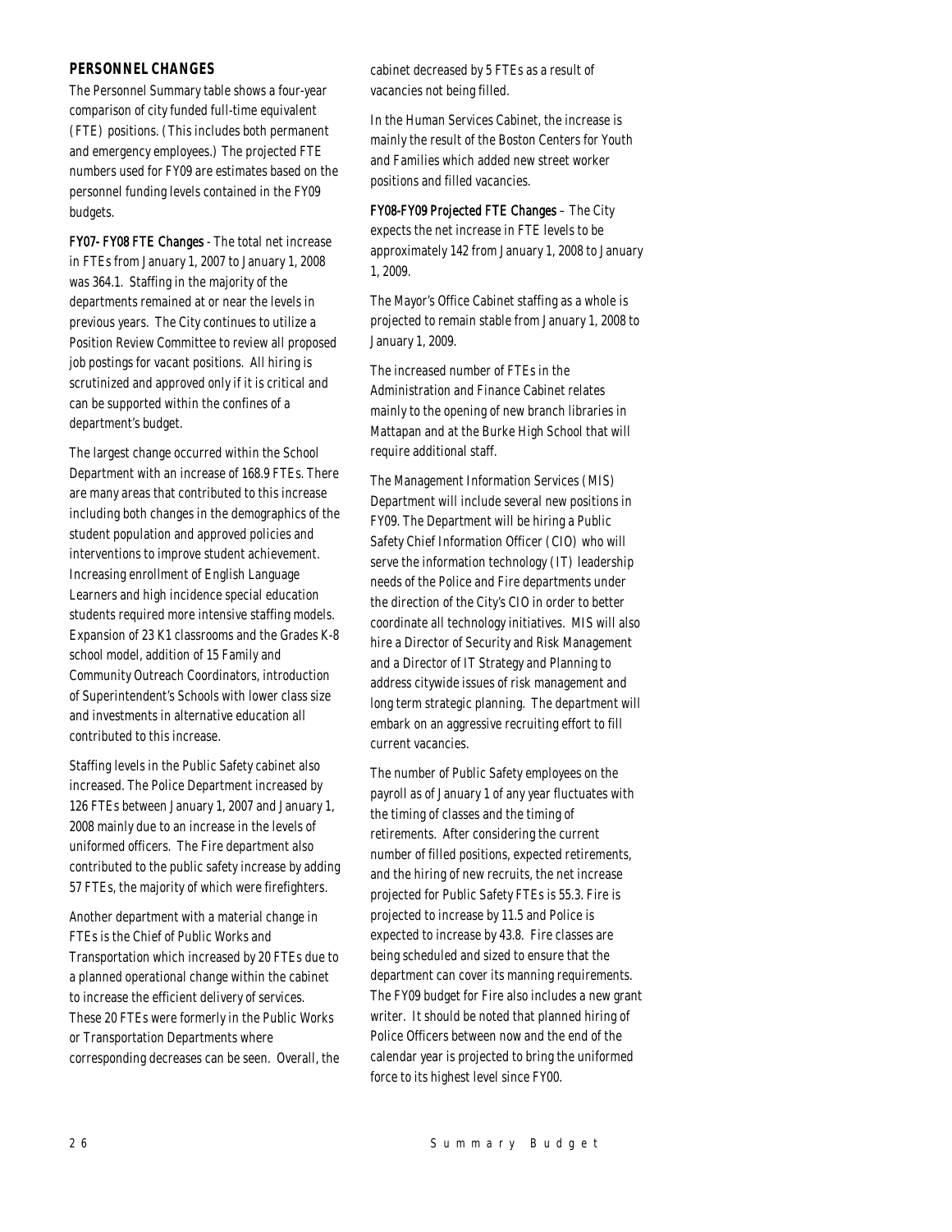## PERSONNEL CHANGES

The Personnel Summary table shows a four-year comparison of city funded full-time equivalent (FTE) positions. (This includes both permanent and emergency employees.) The projected FTE numbers used for FY09 are estimates based on the personnel funding levels contained in the FY09 budgets.

**FY07- FY08 FTE Changes** - The total net increase in FTEs from January 1, 2007 to January 1, 2008 was 364.1. Staffing in the majority of the departments remained at or near the levels in previous years. The City continues to utilize a Position Review Committee to review all proposed job postings for vacant positions. All hiring is scrutinized and approved only if it is critical and can be supported within the confines of a department's budget.

The largest change occurred within the School Department with an increase of 168.9 FTEs. There are many areas that contributed to this increase including both changes in the demographics of the student population and approved policies and interventions to improve student achievement. Increasing enrollment of English Language Learners and high incidence special education students required more intensive staffing models. Expansion of 23 K1 classrooms and the Grades K-8 school model, addition of 15 Family and Community Outreach Coordinators, introduction of Superintendent's Schools with lower class size and investments in alternative education all contributed to this increase.

Staffing levels in the Public Safety cabinet also increased. The Police Department increased by 126 FTEs between January 1, 2007 and January 1, 2008 mainly due to an increase in the levels of uniformed officers. The Fire department also contributed to the public safety increase by adding 57 FTEs, the majority of which were firefighters.

Another department with a material change in FTEs is the Chief of Public Works and Transportation which increased by 20 FTEs due to a planned operational change within the cabinet to increase the efficient delivery of services. These 20 FTEs were formerly in the Public Works or Transportation Departments where corresponding decreases can be seen. Overall, the cabinet decreased by 5 FTEs as a result of vacancies not being filled.

In the Human Services Cabinet, the increase is mainly the result of the Boston Centers for Youth and Families which added new street worker positions and filled vacancies.

**FY08-FY09 Projected FTE Changes** – The City expects the net increase in FTE levels to be approximately 142 from January 1, 2008 to January 1, 2009.

The Mayor's Office Cabinet staffing as a whole is projected to remain stable from January 1, 2008 to January 1, 2009.

The increased number of FTEs in the Administration and Finance Cabinet relates mainly to the opening of new branch libraries in Mattapan and at the Burke High School that will require additional staff.

The Management Information Services (MIS) Department will include several new positions in FY09. The Department will be hiring a Public Safety Chief Information Officer (CIO) who will serve the information technology (IT) leadership needs of the Police and Fire departments under the direction of the City's CIO in order to better coordinate all technology initiatives. MIS will also hire a Director of Security and Risk Management and a Director of IT Strategy and Planning to address citywide issues of risk management and long term strategic planning. The department will embark on an aggressive recruiting effort to fill current vacancies.

The number of Public Safety employees on the payroll as of January 1 of any year fluctuates with the timing of classes and the timing of retirements. After considering the current number of filled positions, expected retirements, and the hiring of new recruits, the net increase projected for Public Safety FTEs is 55.3. Fire is projected to increase by 11.5 and Police is expected to increase by 43.8. Fire classes are being scheduled and sized to ensure that the department can cover its manning requirements. The FY09 budget for Fire also includes a new grant writer. It should be noted that planned hiring of Police Officers between now and the end of the calendar year is projected to bring the uniformed force to its highest level since FY00.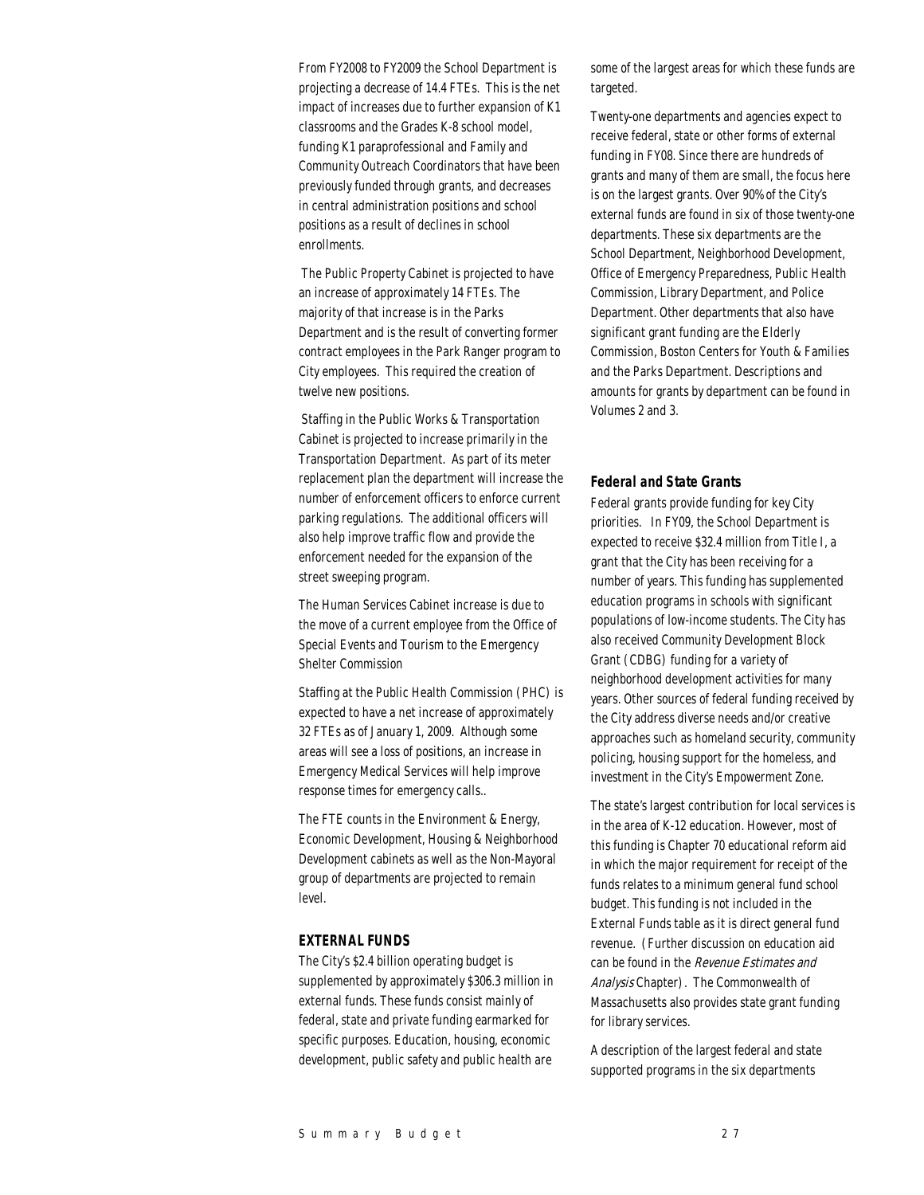From FY2008 to FY2009 the School Department is projecting a decrease of 14.4 FTEs. This is the net impact of increases due to further expansion of K1 classrooms and the Grades K-8 school model, funding K1 paraprofessional and Family and Community Outreach Coordinators that have been previously funded through grants, and decreases in central administration positions and school positions as a result of declines in school enrollments.

The Public Property Cabinet is projected to have an increase of approximately 14 FTEs. The majority of that increase is in the Parks Department and is the result of converting former contract employees in the Park Ranger program to City employees. This required the creation of twelve new positions.

Staffing in the Public Works & Transportation Cabinet is projected to increase primarily in the Transportation Department. As part of its meter replacement plan the department will increase the number of enforcement officers to enforce current parking regulations. The additional officers will also help improve traffic flow and provide the enforcement needed for the expansion of the street sweeping program.

The Human Services Cabinet increase is due to the move of a current employee from the Office of Special Events and Tourism to the Emergency Shelter Commission

Staffing at the Public Health Commission (PHC) is expected to have a net increase of approximately 32 FTEs as of January 1, 2009. Although some areas will see a loss of positions, an increase in Emergency Medical Services will help improve response times for emergency calls..

The FTE counts in the Environment & Energy, Economic Development, Housing & Neighborhood Development cabinets as well as the Non-Mayoral group of departments are projected to remain level.

### EXTERNAL FUNDS

The City's $2.4 billion operating budget is supplemented by approximately $306.3 million in external funds. These funds consist mainly of federal, state and private funding earmarked for specific purposes. Education, housing, economic development, public safety and public health are some of the largest areas for which these funds are targeted.

Twenty-one departments and agencies expect to receive federal, state or other forms of external funding in FY08. Since there are hundreds of grants and many of them are small, the focus here is on the largest grants. Over 90% of the City's external funds are found in six of those twenty-one departments. These six departments are the School Department, Neighborhood Development, Office of Emergency Preparedness, Public Health Commission, Library Department, and Police Department. Other departments that also have significant grant funding are the Elderly Commission, Boston Centers for Youth & Families and the Parks Department. Descriptions and amounts for grants by department can be found in Volumes 2 and 3.

### Federal and State Grants

Federal grants provide funding for key City priorities. In FY09, the School Department is expected to receive $32.4 million from Title I, a grant that the City has been receiving for a number of years. This funding has supplemented education programs in schools with significant populations of low-income students. The City has also received Community Development Block Grant (CDBG) funding for a variety of neighborhood development activities for many years. Other sources of federal funding received by the City address diverse needs and/or creative approaches such as homeland security, community policing, housing support for the homeless, and investment in the City's Empowerment Zone.

The state's largest contribution for local services is in the area of K-12 education. However, most of this funding is Chapter 70 educational reform aid in which the major requirement for receipt of the funds relates to a minimum general fund school budget. This funding is not included in the External Funds table as it is direct general fund revenue. (Further discussion on education aid can be found in the *Revenue Estimates and Analysis* Chapter). The Commonwealth of Massachusetts also provides state grant funding for library services.

A description of the largest federal and state supported programs in the six departments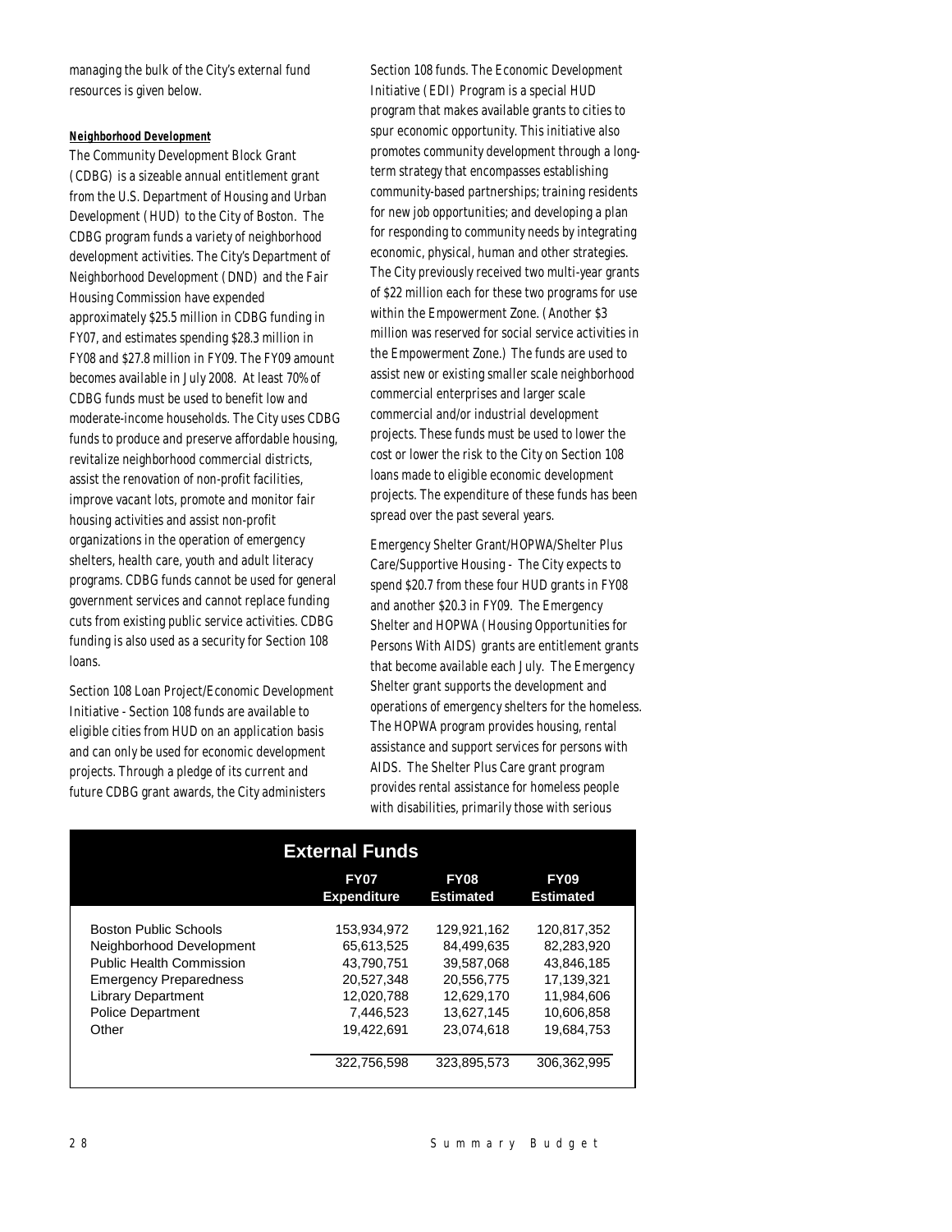managing the bulk of the City's external fund resources is given below.

**Neighborhood Development**

The Community Development Block Grant (CDBG) is a sizeable annual entitlement grant from the U.S. Department of Housing and Urban Development (HUD) to the City of Boston. The CDBG program funds a variety of neighborhood development activities. The City's Department of Neighborhood Development (DND) and the Fair Housing Commission have expended approximately $25.5 million in CDBG funding in FY07, and estimates spending $28.3 million in FY08 and $27.8 million in FY09. The FY09 amount becomes available in July 2008. At least 70% of CDBG funds must be used to benefit low and moderate-income households. The City uses CDBG funds to produce and preserve affordable housing, revitalize neighborhood commercial districts, assist the renovation of non-profit facilities, improve vacant lots, promote and monitor fair housing activities and assist non-profit organizations in the operation of emergency shelters, health care, youth and adult literacy programs. CDBG funds cannot be used for general government services and cannot replace funding cuts from existing public service activities. CDBG funding is also used as a security for Section 108 loans.

Section 108 Loan Project/Economic Development Initiative - Section 108 funds are available to eligible cities from HUD on an application basis and can only be used for economic development projects. Through a pledge of its current and future CDBG grant awards, the City administers Section 108 funds. The Economic Development Initiative (EDI) Program is a special HUD program that makes available grants to cities to spur economic opportunity. This initiative also promotes community development through a long-term strategy that encompasses establishing community-based partnerships; training residents for new job opportunities; and developing a plan for responding to community needs by integrating economic, physical, human and other strategies. The City previously received two multi-year grants of $22 million each for these two programs for use within the Empowerment Zone. (Another $3 million was reserved for social service activities in the Empowerment Zone.) The funds are used to assist new or existing smaller scale neighborhood commercial enterprises and larger scale commercial and/or industrial development projects. These funds must be used to lower the cost or lower the risk to the City on Section 108 loans made to eligible economic development projects. The expenditure of these funds has been spread over the past several years.

Emergency Shelter Grant/HOPWA/Shelter Plus Care/Supportive Housing - The City expects to spend $20.7 from these four HUD grants in FY08 and another $20.3 in FY09. The Emergency Shelter and HOPWA (Housing Opportunities for Persons With AIDS) grants are entitlement grants that become available each July. The Emergency Shelter grant supports the development and operations of emergency shelters for the homeless. The HOPWA program provides housing, rental assistance and support services for persons with AIDS. The Shelter Plus Care grant program provides rental assistance for homeless people with disabilities, primarily those with serious

**External Funds**

| | FY07 Expenditure | FY08 Estimated | FY09 Estimated |
|---|---|---|---|
| Boston Public Schools | 153,934,972 | 129,921,162 | 120,817,352 |
| Neighborhood Development | 65,613,525 | 84,499,635 | 82,283,920 |
| Public Health Commission | 43,790,751 | 39,587,068 | 43,846,185 |
| Emergency Preparedness | 20,527,348 | 20,556,775 | 17,139,321 |
| Library Department | 12,020,788 | 12,629,170 | 11,984,606 |
| Police Department | 7,446,523 | 13,627,145 | 10,606,858 |
| Other | 19,422,691 | 23,074,618 | 19,684,753 |
| | 322,756,598 | 323,895,573 | 306,362,995 |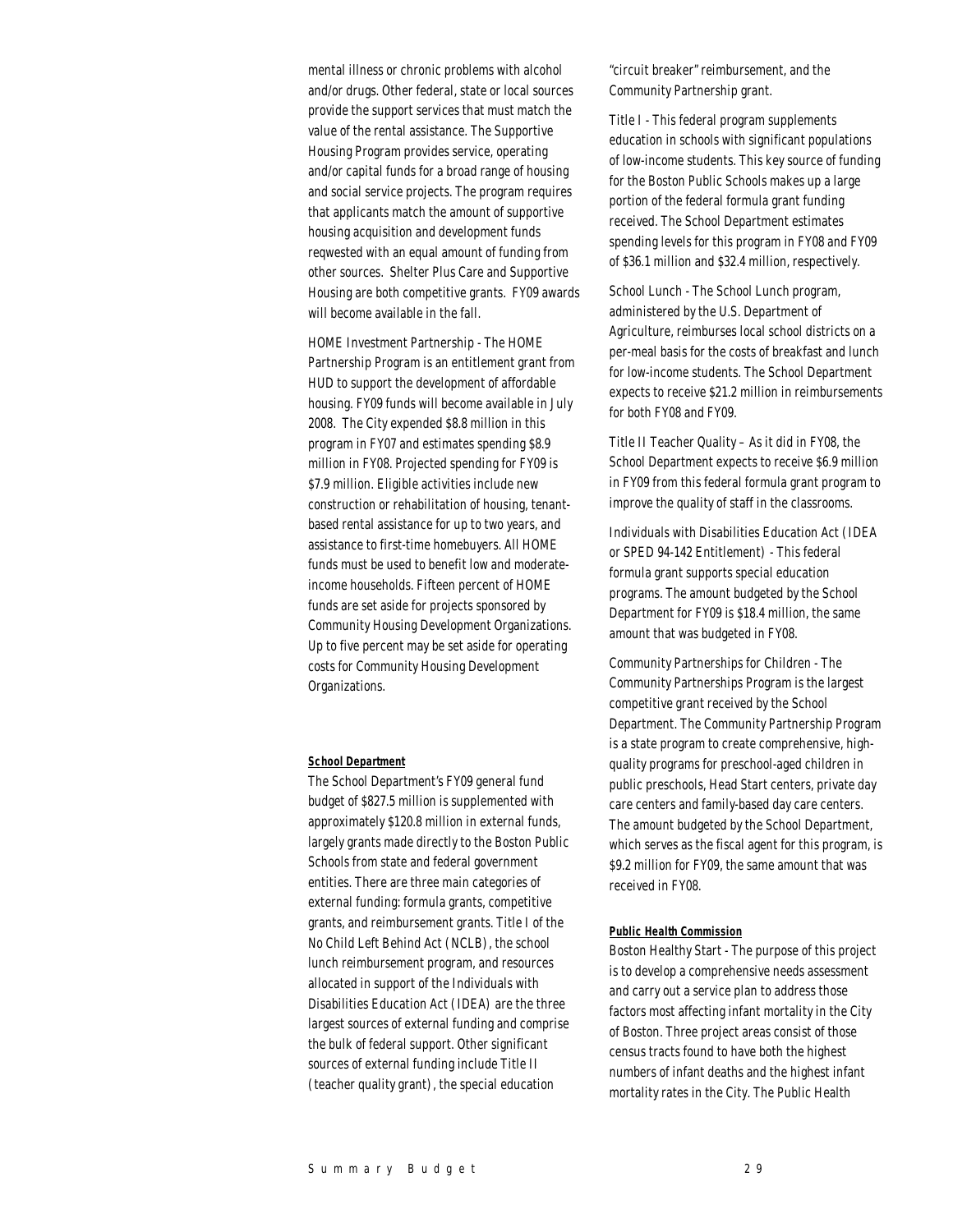mental illness or chronic problems with alcohol and/or drugs. Other federal, state or local sources provide the support services that must match the value of the rental assistance. The Supportive Housing Program provides service, operating and/or capital funds for a broad range of housing and social service projects. The program requires that applicants match the amount of supportive housing acquisition and development funds reqwested with an equal amount of funding from other sources. Shelter Plus Care and Supportive Housing are both competitive grants. FY09 awards will become available in the fall.

HOME Investment Partnership - The HOME Partnership Program is an entitlement grant from HUD to support the development of affordable housing. FY09 funds will become available in July 2008. The City expended $8.8 million in this program in FY07 and estimates spending $8.9 million in FY08. Projected spending for FY09 is $7.9 million. Eligible activities include new construction or rehabilitation of housing, tenant-based rental assistance for up to two years, and assistance to first-time homebuyers. All HOME funds must be used to benefit low and moderate-income households. Fifteen percent of HOME funds are set aside for projects sponsored by Community Housing Development Organizations. Up to five percent may be set aside for operating costs for Community Housing Development Organizations.

**School Department**

The School Department's FY09 general fund budget of $827.5 million is supplemented with approximately $120.8 million in external funds, largely grants made directly to the Boston Public Schools from state and federal government entities. There are three main categories of external funding: formula grants, competitive grants, and reimbursement grants. Title I of the No Child Left Behind Act (NCLB), the school lunch reimbursement program, and resources allocated in support of the Individuals with Disabilities Education Act (IDEA) are the three largest sources of external funding and comprise the bulk of federal support. Other significant sources of external funding include Title II (teacher quality grant), the special education "circuit breaker" reimbursement, and the Community Partnership grant.

Title I - This federal program supplements education in schools with significant populations of low-income students. This key source of funding for the Boston Public Schools makes up a large portion of the federal formula grant funding received. The School Department estimates spending levels for this program in FY08 and FY09 of $36.1 million and $32.4 million, respectively.

School Lunch - The School Lunch program, administered by the U.S. Department of Agriculture, reimburses local school districts on a per-meal basis for the costs of breakfast and lunch for low-income students. The School Department expects to receive $21.2 million in reimbursements for both FY08 and FY09.

Title II Teacher Quality – As it did in FY08, the School Department expects to receive $6.9 million in FY09 from this federal formula grant program to improve the quality of staff in the classrooms.

Individuals with Disabilities Education Act (IDEA or SPED 94-142 Entitlement) - This federal formula grant supports special education programs. The amount budgeted by the School Department for FY09 is $18.4 million, the same amount that was budgeted in FY08.

Community Partnerships for Children - The Community Partnerships Program is the largest competitive grant received by the School Department. The Community Partnership Program is a state program to create comprehensive, high-quality programs for preschool-aged children in public preschools, Head Start centers, private day care centers and family-based day care centers. The amount budgeted by the School Department, which serves as the fiscal agent for this program, is $9.2 million for FY09, the same amount that was received in FY08.

**Public Health Commission**

Boston Healthy Start - The purpose of this project is to develop a comprehensive needs assessment and carry out a service plan to address those factors most affecting infant mortality in the City of Boston. Three project areas consist of those census tracts found to have both the highest numbers of infant deaths and the highest infant mortality rates in the City. The Public Health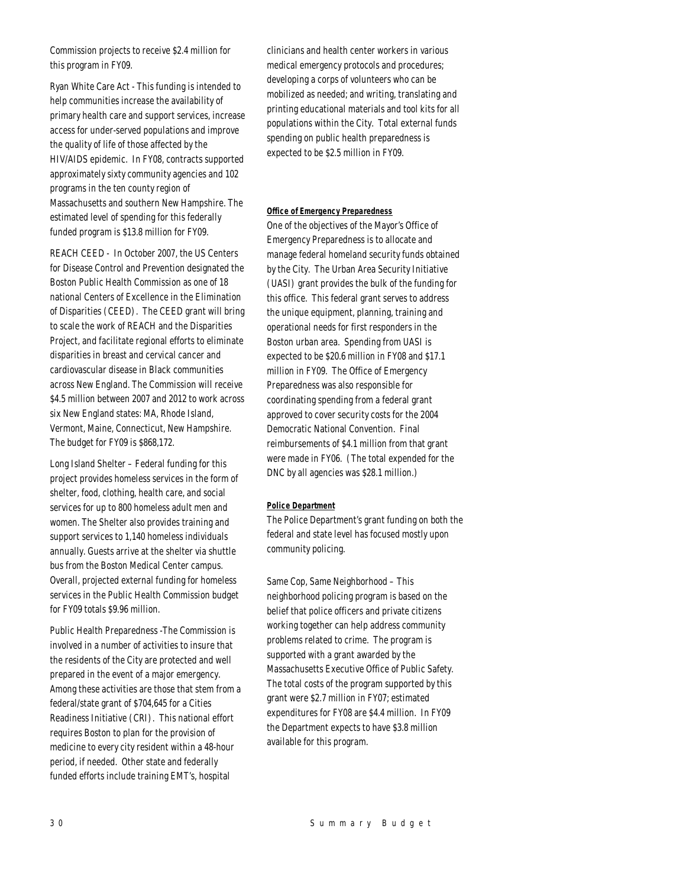Commission projects to receive $2.4 million for this program in FY09.

Ryan White Care Act - This funding is intended to help communities increase the availability of primary health care and support services, increase access for under-served populations and improve the quality of life of those affected by the HIV/AIDS epidemic. In FY08, contracts supported approximately sixty community agencies and 102 programs in the ten county region of Massachusetts and southern New Hampshire. The estimated level of spending for this federally funded program is $13.8 million for FY09.

REACH CEED - In October 2007, the US Centers for Disease Control and Prevention designated the Boston Public Health Commission as one of 18 national Centers of Excellence in the Elimination of Disparities (CEED). The CEED grant will bring to scale the work of REACH and the Disparities Project, and facilitate regional efforts to eliminate disparities in breast and cervical cancer and cardiovascular disease in Black communities across New England. The Commission will receive $4.5 million between 2007 and 2012 to work across six New England states: MA, Rhode Island, Vermont, Maine, Connecticut, New Hampshire. The budget for FY09 is $868,172.

Long Island Shelter – Federal funding for this project provides homeless services in the form of shelter, food, clothing, health care, and social services for up to 800 homeless adult men and women. The Shelter also provides training and support services to 1,140 homeless individuals annually. Guests arrive at the shelter via shuttle bus from the Boston Medical Center campus. Overall, projected external funding for homeless services in the Public Health Commission budget for FY09 totals $9.96 million.

Public Health Preparedness -The Commission is involved in a number of activities to insure that the residents of the City are protected and well prepared in the event of a major emergency. Among these activities are those that stem from a federal/state grant of $704,645 for a Cities Readiness Initiative (CRI). This national effort requires Boston to plan for the provision of medicine to every city resident within a 48-hour period, if needed. Other state and federally funded efforts include training EMT's, hospital clinicians and health center workers in various medical emergency protocols and procedures; developing a corps of volunteers who can be mobilized as needed; and writing, translating and printing educational materials and tool kits for all populations within the City. Total external funds spending on public health preparedness is expected to be $2.5 million in FY09.

**Office of Emergency Preparedness**

One of the objectives of the Mayor's Office of Emergency Preparedness is to allocate and manage federal homeland security funds obtained by the City. The Urban Area Security Initiative (UASI) grant provides the bulk of the funding for this office. This federal grant serves to address the unique equipment, planning, training and operational needs for first responders in the Boston urban area. Spending from UASI is expected to be $20.6 million in FY08 and $17.1 million in FY09. The Office of Emergency Preparedness was also responsible for coordinating spending from a federal grant approved to cover security costs for the 2004 Democratic National Convention. Final reimbursements of $4.1 million from that grant were made in FY06. (The total expended for the DNC by all agencies was $28.1 million.)

**Police Department**

The Police Department's grant funding on both the federal and state level has focused mostly upon community policing.

Same Cop, Same Neighborhood – This neighborhood policing program is based on the belief that police officers and private citizens working together can help address community problems related to crime. The program is supported with a grant awarded by the Massachusetts Executive Office of Public Safety. The total costs of the program supported by this grant were $2.7 million in FY07; estimated expenditures for FY08 are $4.4 million. In FY09 the Department expects to have $3.8 million available for this program.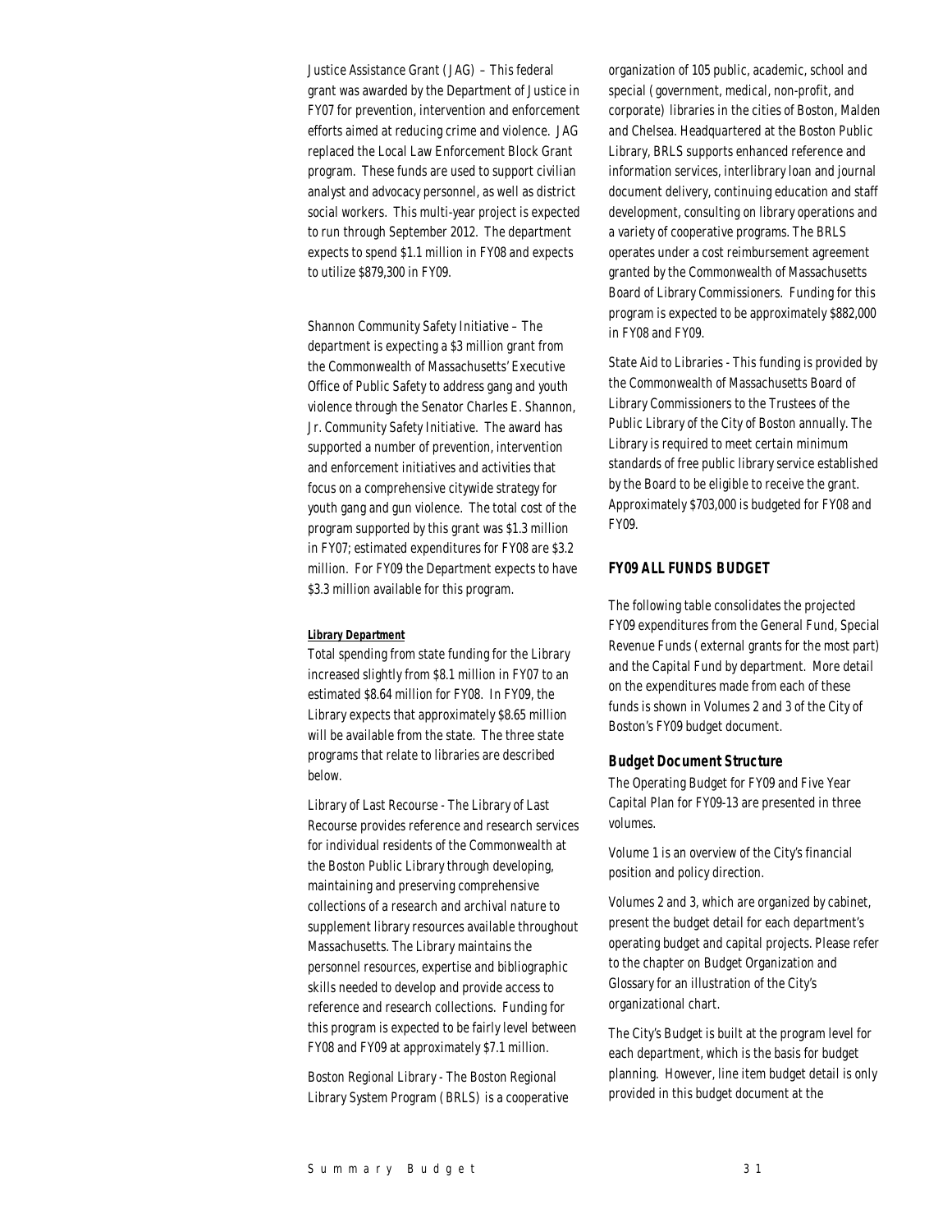Justice Assistance Grant (JAG) – This federal grant was awarded by the Department of Justice in FY07 for prevention, intervention and enforcement efforts aimed at reducing crime and violence. JAG replaced the Local Law Enforcement Block Grant program. These funds are used to support civilian analyst and advocacy personnel, as well as district social workers. This multi-year project is expected to run through September 2012. The department expects to spend $1.1 million in FY08 and expects to utilize $879,300 in FY09.

Shannon Community Safety Initiative – The department is expecting a $3 million grant from the Commonwealth of Massachusetts' Executive Office of Public Safety to address gang and youth violence through the Senator Charles E. Shannon, Jr. Community Safety Initiative. The award has supported a number of prevention, intervention and enforcement initiatives and activities that focus on a comprehensive citywide strategy for youth gang and gun violence. The total cost of the program supported by this grant was $1.3 million in FY07; estimated expenditures for FY08 are $3.2 million. For FY09 the Department expects to have $3.3 million available for this program.

***Library Department***

Total spending from state funding for the Library increased slightly from $8.1 million in FY07 to an estimated $8.64 million for FY08. In FY09, the Library expects that approximately $8.65 million will be available from the state. The three state programs that relate to libraries are described below.

Library of Last Recourse - The Library of Last Recourse provides reference and research services for individual residents of the Commonwealth at the Boston Public Library through developing, maintaining and preserving comprehensive collections of a research and archival nature to supplement library resources available throughout Massachusetts. The Library maintains the personnel resources, expertise and bibliographic skills needed to develop and provide access to reference and research collections. Funding for this program is expected to be fairly level between FY08 and FY09 at approximately $7.1 million.

Boston Regional Library - The Boston Regional Library System Program (BRLS) is a cooperative organization of 105 public, academic, school and special (government, medical, non-profit, and corporate) libraries in the cities of Boston, Malden and Chelsea. Headquartered at the Boston Public Library, BRLS supports enhanced reference and information services, interlibrary loan and journal document delivery, continuing education and staff development, consulting on library operations and a variety of cooperative programs. The BRLS operates under a cost reimbursement agreement granted by the Commonwealth of Massachusetts Board of Library Commissioners. Funding for this program is expected to be approximately $882,000 in FY08 and FY09.

State Aid to Libraries - This funding is provided by the Commonwealth of Massachusetts Board of Library Commissioners to the Trustees of the Public Library of the City of Boston annually. The Library is required to meet certain minimum standards of free public library service established by the Board to be eligible to receive the grant. Approximately $703,000 is budgeted for FY08 and FY09.

## FY09 ALL FUNDS BUDGET

The following table consolidates the projected FY09 expenditures from the General Fund, Special Revenue Funds (external grants for the most part) and the Capital Fund by department. More detail on the expenditures made from each of these funds is shown in Volumes 2 and 3 of the City of Boston's FY09 budget document.

### Budget Document Structure

The Operating Budget for FY09 and Five Year Capital Plan for FY09-13 are presented in three volumes.

Volume 1 is an overview of the City's financial position and policy direction.

Volumes 2 and 3, which are organized by cabinet, present the budget detail for each department's operating budget and capital projects. Please refer to the chapter on Budget Organization and Glossary for an illustration of the City's organizational chart.

The City's Budget is built at the program level for each department, which is the basis for budget planning. However, line item budget detail is only provided in this budget document at the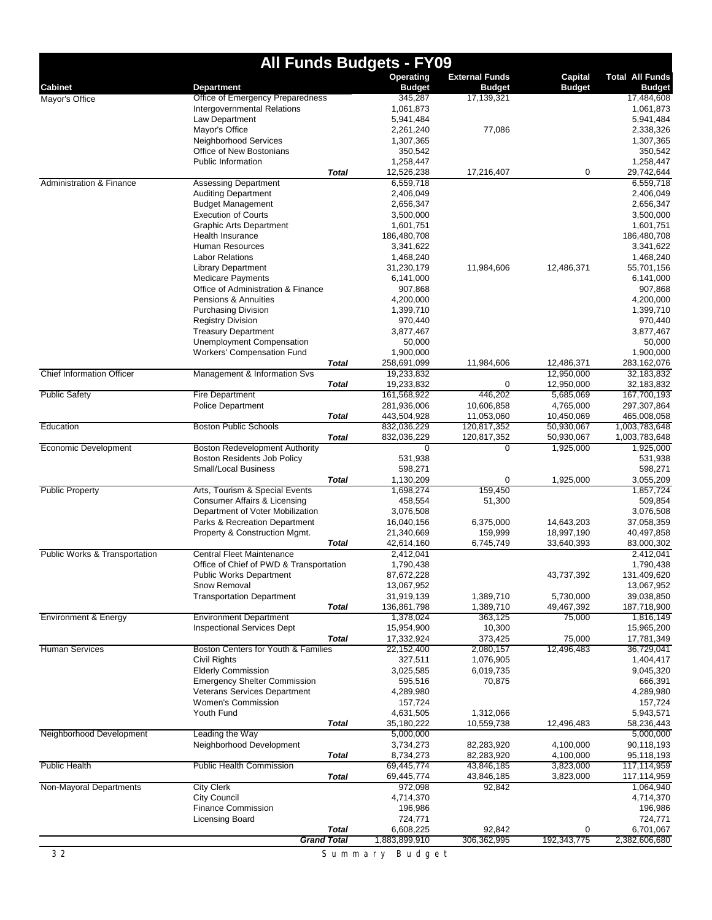# All Funds Budgets - FY09

| Cabinet | Department | Operating Budget | External Funds Budget | Capital Budget | Total All Funds Budget |
|---|---|---|---|---|---|
| Mayor's Office | Office of Emergency Preparedness | 345,287 | 17,139,321 | | 17,484,608 |
| | Intergovernmental Relations | 1,061,873 | | | 1,061,873 |
| | Law Department | 5,941,484 | | | 5,941,484 |
| | Mayor's Office | 2,261,240 | 77,086 | | 2,338,326 |
| | Neighborhood Services | 1,307,365 | | | 1,307,365 |
| | Office of New Bostonians | 350,542 | | | 350,542 |
| | Public Information | 1,258,447 | | | 1,258,447 |
| | ***Total*** | 12,526,238 | 17,216,407 | 0 | 29,742,644 |
| Administration & Finance | Assessing Department | 6,559,718 | | | 6,559,718 |
| | Auditing Department | 2,406,049 | | | 2,406,049 |
| | Budget Management | 2,656,347 | | | 2,656,347 |
| | Execution of Courts | 3,500,000 | | | 3,500,000 |
| | Graphic Arts Department | 1,601,751 | | | 1,601,751 |
| | Health Insurance | 186,480,708 | | | 186,480,708 |
| | Human Resources | 3,341,622 | | | 3,341,622 |
| | Labor Relations | 1,468,240 | | | 1,468,240 |
| | Library Department | 31,230,179 | 11,984,606 | 12,486,371 | 55,701,156 |
| | Medicare Payments | 6,141,000 | | | 6,141,000 |
| | Office of Administration & Finance | 907,868 | | | 907,868 |
| | Pensions & Annuities | 4,200,000 | | | 4,200,000 |
| | Purchasing Division | 1,399,710 | | | 1,399,710 |
| | Registry Division | 970,440 | | | 970,440 |
| | Treasury Department | 3,877,467 | | | 3,877,467 |
| | Unemployment Compensation | 50,000 | | | 50,000 |
| | Workers' Compensation Fund | 1,900,000 | | | 1,900,000 |
| | ***Total*** | 258,691,099 | 11,984,606 | 12,486,371 | 283,162,076 |
| Chief Information Officer | Management & Information Svs | 19,233,832 | | 12,950,000 | 32,183,832 |
| | ***Total*** | 19,233,832 | 0 | 12,950,000 | 32,183,832 |
| Public Safety | Fire Department | 161,568,922 | 446,202 | 5,685,069 | 167,700,193 |
| | Police Department | 281,936,006 | 10,606,858 | 4,765,000 | 297,307,864 |
| | ***Total*** | 443,504,928 | 11,053,060 | 10,450,069 | 465,008,058 |
| Education | Boston Public Schools | 832,036,229 | 120,817,352 | 50,930,067 | 1,003,783,648 |
| | ***Total*** | 832,036,229 | 120,817,352 | 50,930,067 | 1,003,783,648 |
| Economic Development | Boston Redevelopment Authority | 0 | 0 | 1,925,000 | 1,925,000 |
| | Boston Residents Job Policy | 531,938 | | | 531,938 |
| | Small/Local Business | 598,271 | | | 598,271 |
| | ***Total*** | 1,130,209 | 0 | 1,925,000 | 3,055,209 |
| Public Property | Arts, Tourism & Special Events | 1,698,274 | 159,450 | | 1,857,724 |
| | Consumer Affairs & Licensing | 458,554 | 51,300 | | 509,854 |
| | Department of Voter Mobilization | 3,076,508 | | | 3,076,508 |
| | Parks & Recreation Department | 16,040,156 | 6,375,000 | 14,643,203 | 37,058,359 |
| | Property & Construction Mgmt. | 21,340,669 | 159,999 | 18,997,190 | 40,497,858 |
| | ***Total*** | 42,614,160 | 6,745,749 | 33,640,393 | 83,000,302 |
| Public Works & Transportation | Central Fleet Maintenance | 2,412,041 | | | 2,412,041 |
| | Office of Chief of PWD & Transportation | 1,790,438 | | | 1,790,438 |
| | Public Works Department | 87,672,228 | | 43,737,392 | 131,409,620 |
| | Snow Removal | 13,067,952 | | | 13,067,952 |
| | Transportation Department | 31,919,139 | 1,389,710 | 5,730,000 | 39,038,850 |
| | ***Total*** | 136,861,798 | 1,389,710 | 49,467,392 | 187,718,900 |
| Environment & Energy | Environment Department | 1,378,024 | 363,125 | 75,000 | 1,816,149 |
| | Inspectional Services Dept | 15,954,900 | 10,300 | | 15,965,200 |
| | ***Total*** | 17,332,924 | 373,425 | 75,000 | 17,781,349 |
| Human Services | Boston Centers for Youth & Families | 22,152,400 | 2,080,157 | 12,496,483 | 36,729,041 |
| | Civil Rights | 327,511 | 1,076,905 | | 1,404,417 |
| | Elderly Commission | 3,025,585 | 6,019,735 | | 9,045,320 |
| | Emergency Shelter Commission | 595,516 | 70,875 | | 666,391 |
| | Veterans Services Department | 4,289,980 | | | 4,289,980 |
| | Women's Commission | 157,724 | | | 157,724 |
| | Youth Fund | 4,631,505 | 1,312,066 | | 5,943,571 |
| | ***Total*** | 35,180,222 | 10,559,738 | 12,496,483 | 58,236,443 |
| Neighborhood Development | Leading the Way | 5,000,000 | | | 5,000,000 |
| | Neighborhood Development | 3,734,273 | 82,283,920 | 4,100,000 | 90,118,193 |
| | ***Total*** | 8,734,273 | 82,283,920 | 4,100,000 | 95,118,193 |
| Public Health | Public Health Commission | 69,445,774 | 43,846,185 | 3,823,000 | 117,114,959 |
| | ***Total*** | 69,445,774 | 43,846,185 | 3,823,000 | 117,114,959 |
| Non-Mayoral Departments | City Clerk | 972,098 | 92,842 | | 1,064,940 |
| | City Council | 4,714,370 | | | 4,714,370 |
| | Finance Commission | 196,986 | | | 196,986 |
| | Licensing Board | 724,771 | | | 724,771 |
| | ***Total*** | 6,608,225 | 92,842 | 0 | 6,701,067 |
| | ***Grand Total*** | 1,883,899,910 | 306,362,995 | 192,343,775 | 2,382,606,680 |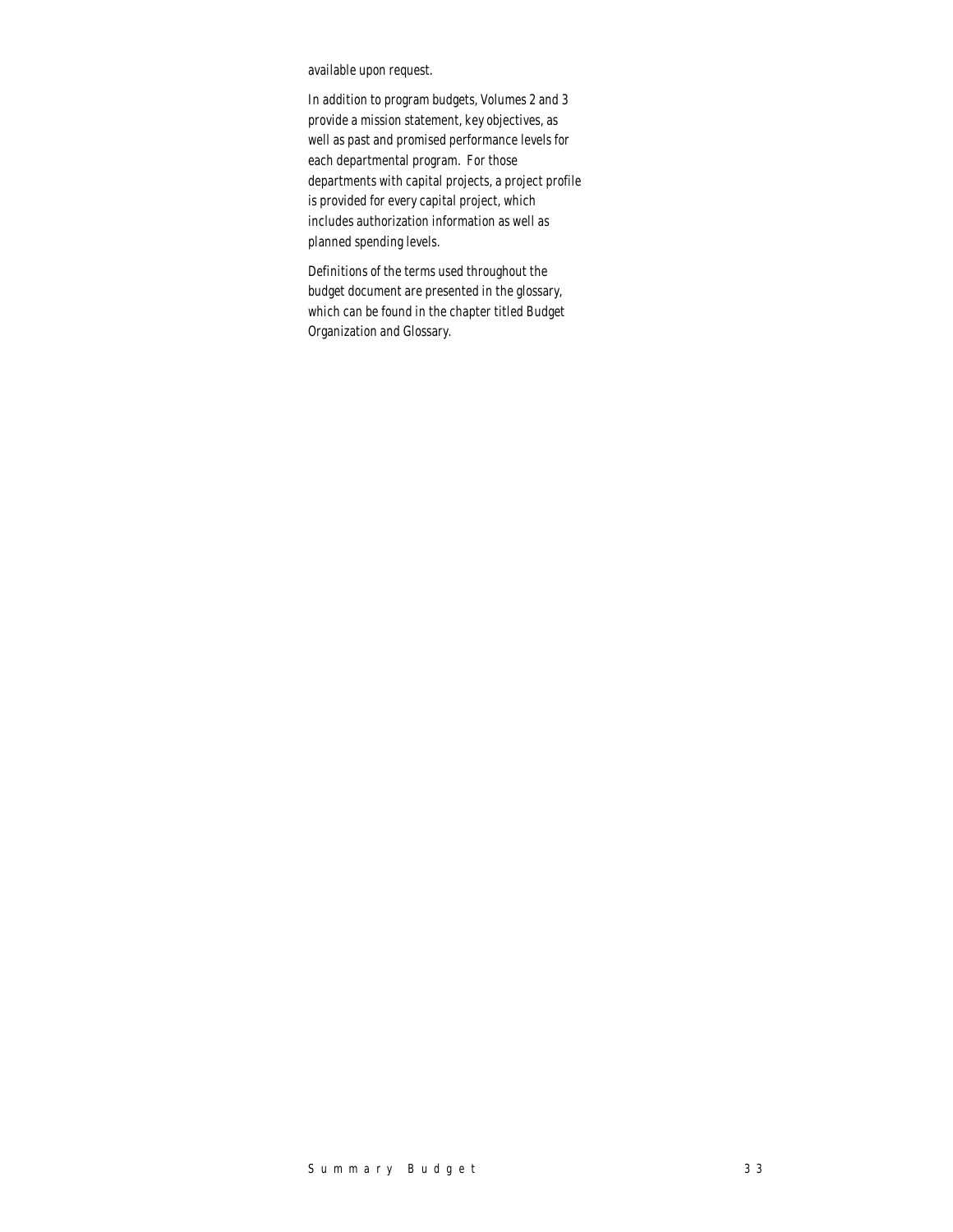available upon request.

In addition to program budgets, Volumes 2 and 3 provide a mission statement, key objectives, as well as past and promised performance levels for each departmental program. For those departments with capital projects, a project profile is provided for every capital project, which includes authorization information as well as planned spending levels.

Definitions of the terms used throughout the budget document are presented in the glossary, which can be found in the chapter titled Budget Organization and Glossary.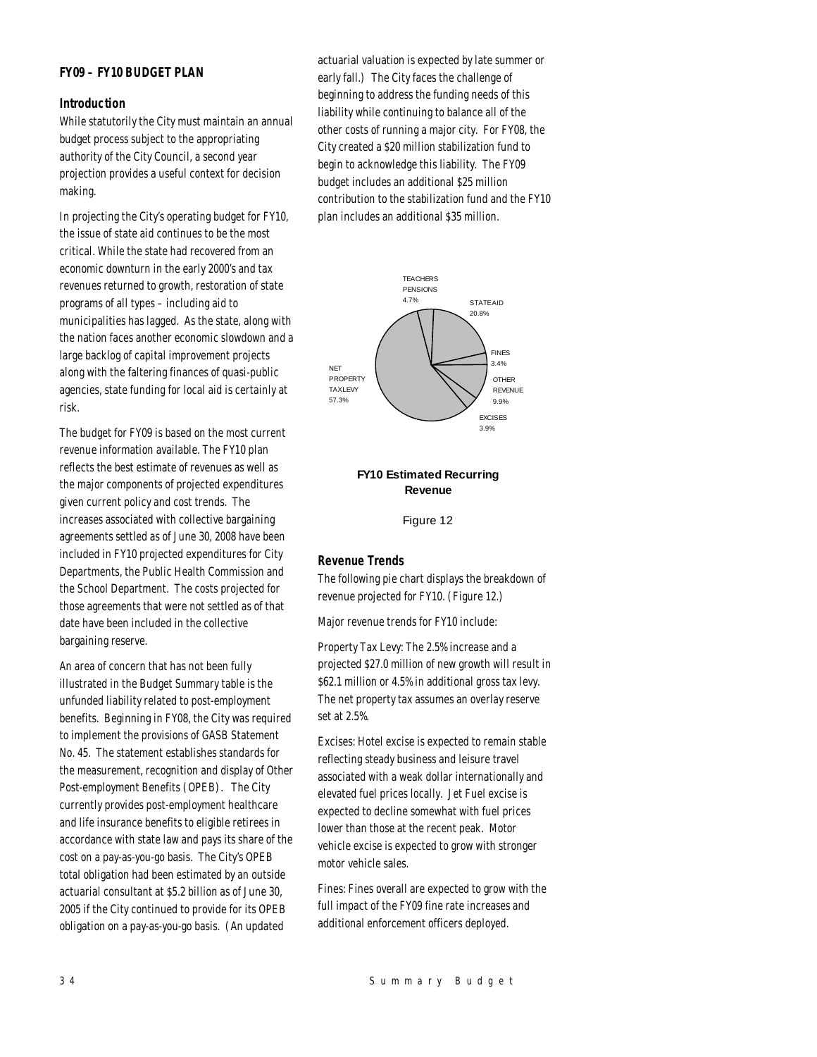### FY09 – FY10 BUDGET PLAN

#### Introduction

While statutorily the City must maintain an annual budget process subject to the appropriating authority of the City Council, a second year projection provides a useful context for decision making.

In projecting the City's operating budget for FY10, the issue of state aid continues to be the most critical. While the state had recovered from an economic downturn in the early 2000's and tax revenues returned to growth, restoration of state programs of all types – including aid to municipalities has lagged. As the state, along with the nation faces another economic slowdown and a large backlog of capital improvement projects along with the faltering finances of quasi-public agencies, state funding for local aid is certainly at risk.

The budget for FY09 is based on the most current revenue information available. The FY10 plan reflects the best estimate of revenues as well as the major components of projected expenditures given current policy and cost trends. The increases associated with collective bargaining agreements settled as of June 30, 2008 have been included in FY10 projected expenditures for City Departments, the Public Health Commission and the School Department. The costs projected for those agreements that were not settled as of that date have been included in the collective bargaining reserve.

An area of concern that has not been fully illustrated in the Budget Summary table is the unfunded liability related to post-employment benefits. Beginning in FY08, the City was required to implement the provisions of GASB Statement No. 45. The statement establishes standards for the measurement, recognition and display of Other Post-employment Benefits (OPEB). The City currently provides post-employment healthcare and life insurance benefits to eligible retirees in accordance with state law and pays its share of the cost on a pay-as-you-go basis. The City's OPEB total obligation had been estimated by an outside actuarial consultant at $5.2 billion as of June 30, 2005 if the City continued to provide for its OPEB obligation on a pay-as-you-go basis. (An updated actuarial valuation is expected by late summer or early fall.) The City faces the challenge of beginning to address the funding needs of this liability while continuing to balance all of the other costs of running a major city. For FY08, the City created a $20 million stabilization fund to begin to acknowledge this liability. The FY09 budget includes an additional $25 million contribution to the stabilization fund and the FY10 plan includes an additional $35 million.

TEACHERS PENSIONS 4.7%
STATE AID 20.8%
FINES 3.4%
OTHER REVENUE 9.9%
EXCISES 3.9%
NET PROPERTY TAX LEVY 57.3%

**FY10 Estimated Recurring Revenue**

Figure 12

#### Revenue Trends

The following pie chart displays the breakdown of revenue projected for FY10. (Figure 12.)

Major revenue trends for FY10 include:

Property Tax Levy: The 2.5% increase and a projected $27.0 million of new growth will result in $62.1 million or 4.5% in additional gross tax levy. The net property tax assumes an overlay reserve set at 2.5%.

Excises: Hotel excise is expected to remain stable reflecting steady business and leisure travel associated with a weak dollar internationally and elevated fuel prices locally. Jet Fuel excise is expected to decline somewhat with fuel prices lower than those at the recent peak. Motor vehicle excise is expected to grow with stronger motor vehicle sales.

Fines: Fines overall are expected to grow with the full impact of the FY09 fine rate increases and additional enforcement officers deployed.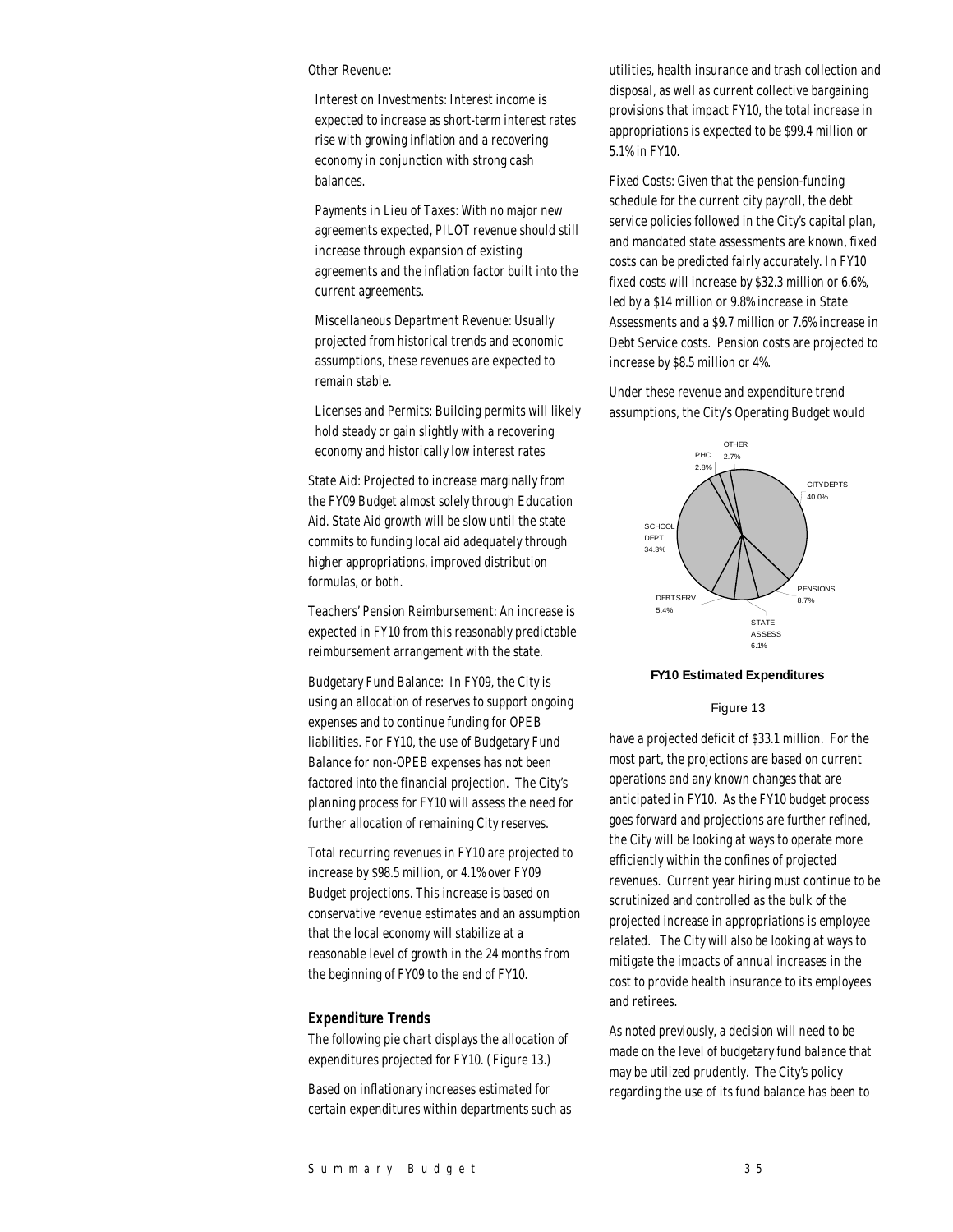Other Revenue:

Interest on Investments: Interest income is expected to increase as short-term interest rates rise with growing inflation and a recovering economy in conjunction with strong cash balances.

Payments in Lieu of Taxes: With no major new agreements expected, PILOT revenue should still increase through expansion of existing agreements and the inflation factor built into the current agreements.

Miscellaneous Department Revenue: Usually projected from historical trends and economic assumptions, these revenues are expected to remain stable.

Licenses and Permits: Building permits will likely hold steady or gain slightly with a recovering economy and historically low interest rates

State Aid: Projected to increase marginally from the FY09 Budget almost solely through Education Aid. State Aid growth will be slow until the state commits to funding local aid adequately through higher appropriations, improved distribution formulas, or both.

Teachers' Pension Reimbursement: An increase is expected in FY10 from this reasonably predictable reimbursement arrangement with the state.

Budgetary Fund Balance: In FY09, the City is using an allocation of reserves to support ongoing expenses and to continue funding for OPEB liabilities. For FY10, the use of Budgetary Fund Balance for non-OPEB expenses has not been factored into the financial projection. The City's planning process for FY10 will assess the need for further allocation of remaining City reserves.

Total recurring revenues in FY10 are projected to increase by $98.5 million, or 4.1% over FY09 Budget projections. This increase is based on conservative revenue estimates and an assumption that the local economy will stabilize at a reasonable level of growth in the 24 months from the beginning of FY09 to the end of FY10.

### Expenditure Trends

The following pie chart displays the allocation of expenditures projected for FY10. (Figure 13.)

Based on inflationary increases estimated for certain expenditures within departments such as utilities, health insurance and trash collection and disposal, as well as current collective bargaining provisions that impact FY10, the total increase in appropriations is expected to be $99.4 million or 5.1% in FY10.

Fixed Costs: Given that the pension-funding schedule for the current city payroll, the debt service policies followed in the City's capital plan, and mandated state assessments are known, fixed costs can be predicted fairly accurately. In FY10 fixed costs will increase by $32.3 million or 6.6%, led by a $14 million or 9.8% increase in State Assessments and a $9.7 million or 7.6% increase in Debt Service costs. Pension costs are projected to increase by $8.5 million or 4%.

Under these revenue and expenditure trend assumptions, the City's Operating Budget would have a projected deficit of $33.1 million. For the most part, the projections are based on current operations and any known changes that are anticipated in FY10. As the FY10 budget process goes forward and projections are further refined, the City will be looking at ways to operate more efficiently within the confines of projected revenues. Current year hiring must continue to be scrutinized and controlled as the bulk of the projected increase in appropriations is employee related. The City will also be looking at ways to mitigate the impacts of annual increases in the cost to provide health insurance to its employees and retirees.

| Category | Share |
|---|---|
| CITY DEPTS | 40.0% |
| SCHOOL DEPT | 34.3% |
| PENSIONS | 8.7% |
| STATE ASSESS | 6.1% |
| DEBT SERV | 5.4% |
| PHC | 2.8% |
| OTHER | 2.7% |

**FY10 Estimated Expenditures**

Figure 13

As noted previously, a decision will need to be made on the level of budgetary fund balance that may be utilized prudently. The City's policy regarding the use of its fund balance has been to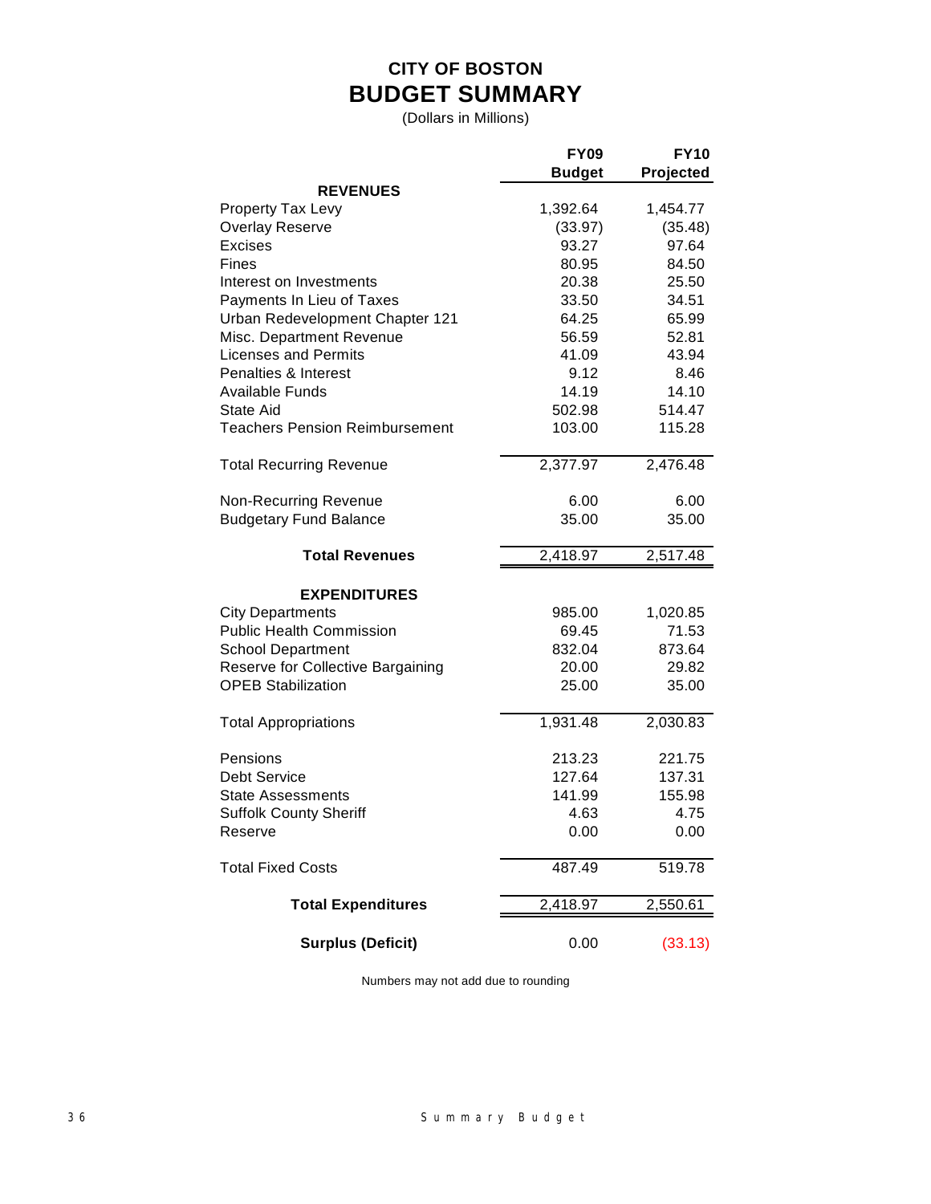# CITY OF BOSTON
## BUDGET SUMMARY

(Dollars in Millions)

| | FY09 Budget | FY10 Projected |
|---|---|---|
| **REVENUES** | | |
| Property Tax Levy | 1,392.64 | 1,454.77 |
| Overlay Reserve | (33.97) | (35.48) |
| Excises | 93.27 | 97.64 |
| Fines | 80.95 | 84.50 |
| Interest on Investments | 20.38 | 25.50 |
| Payments In Lieu of Taxes | 33.50 | 34.51 |
| Urban Redevelopment Chapter 121 | 64.25 | 65.99 |
| Misc. Department Revenue | 56.59 | 52.81 |
| Licenses and Permits | 41.09 | 43.94 |
| Penalties & Interest | 9.12 | 8.46 |
| Available Funds | 14.19 | 14.10 |
| State Aid | 502.98 | 514.47 |
| Teachers Pension Reimbursement | 103.00 | 115.28 |
| Total Recurring Revenue | 2,377.97 | 2,476.48 |
| Non-Recurring Revenue | 6.00 | 6.00 |
| Budgetary Fund Balance | 35.00 | 35.00 |
| **Total Revenues** | 2,418.97 | 2,517.48 |
| **EXPENDITURES** | | |
| City Departments | 985.00 | 1,020.85 |
| Public Health Commission | 69.45 | 71.53 |
| School Department | 832.04 | 873.64 |
| Reserve for Collective Bargaining | 20.00 | 29.82 |
| OPEB Stabilization | 25.00 | 35.00 |
| Total Appropriations | 1,931.48 | 2,030.83 |
| Pensions | 213.23 | 221.75 |
| Debt Service | 127.64 | 137.31 |
| State Assessments | 141.99 | 155.98 |
| Suffolk County Sheriff | 4.63 | 4.75 |
| Reserve | 0.00 | 0.00 |
| Total Fixed Costs | 487.49 | 519.78 |
| **Total Expenditures** | 2,418.97 | 2,550.61 |
| **Surplus (Deficit)** | 0.00 | (33.13) |

Numbers may not add due to rounding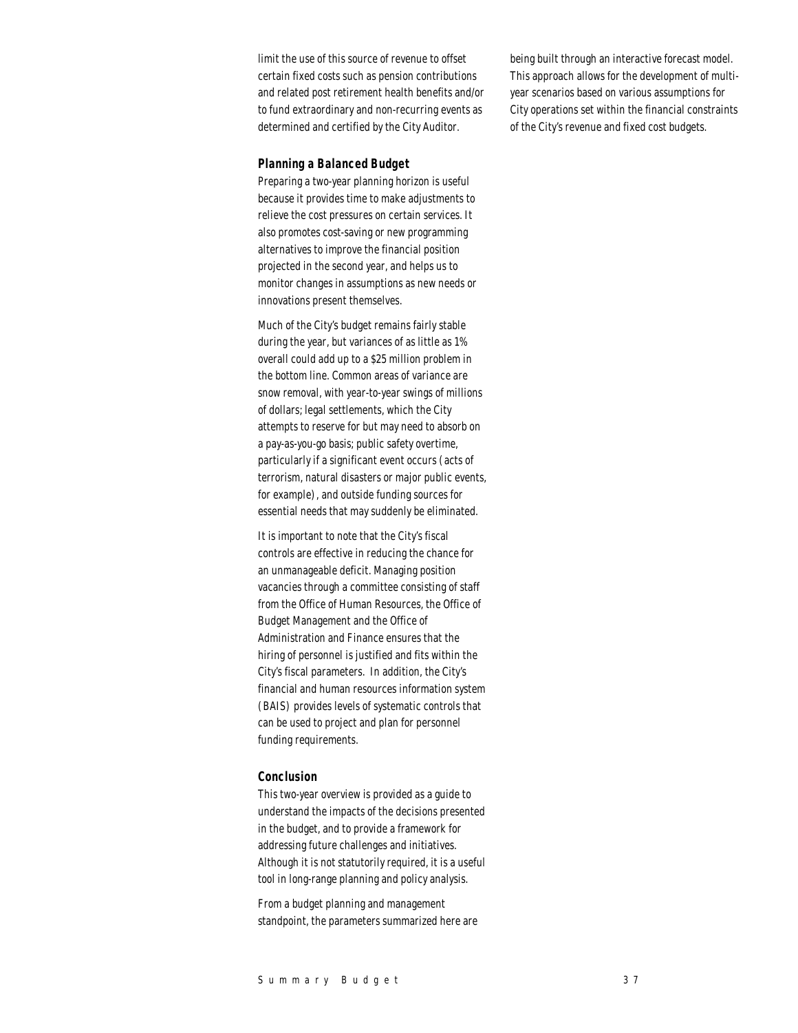limit the use of this source of revenue to offset certain fixed costs such as pension contributions and related post retirement health benefits and/or to fund extraordinary and non-recurring events as determined and certified by the City Auditor.

### Planning a Balanced Budget

Preparing a two-year planning horizon is useful because it provides time to make adjustments to relieve the cost pressures on certain services. It also promotes cost-saving or new programming alternatives to improve the financial position projected in the second year, and helps us to monitor changes in assumptions as new needs or innovations present themselves.

Much of the City's budget remains fairly stable during the year, but variances of as little as 1% overall could add up to a $25 million problem in the bottom line. Common areas of variance are snow removal, with year-to-year swings of millions of dollars; legal settlements, which the City attempts to reserve for but may need to absorb on a pay-as-you-go basis; public safety overtime, particularly if a significant event occurs (acts of terrorism, natural disasters or major public events, for example), and outside funding sources for essential needs that may suddenly be eliminated.

It is important to note that the City's fiscal controls are effective in reducing the chance for an unmanageable deficit. Managing position vacancies through a committee consisting of staff from the Office of Human Resources, the Office of Budget Management and the Office of Administration and Finance ensures that the hiring of personnel is justified and fits within the City's fiscal parameters. In addition, the City's financial and human resources information system (BAIS) provides levels of systematic controls that can be used to project and plan for personnel funding requirements.

### Conclusion

This two-year overview is provided as a guide to understand the impacts of the decisions presented in the budget, and to provide a framework for addressing future challenges and initiatives. Although it is not statutorily required, it is a useful tool in long-range planning and policy analysis.

From a budget planning and management standpoint, the parameters summarized here are being built through an interactive forecast model. This approach allows for the development of multi-year scenarios based on various assumptions for City operations set within the financial constraints of the City's revenue and fixed cost budgets.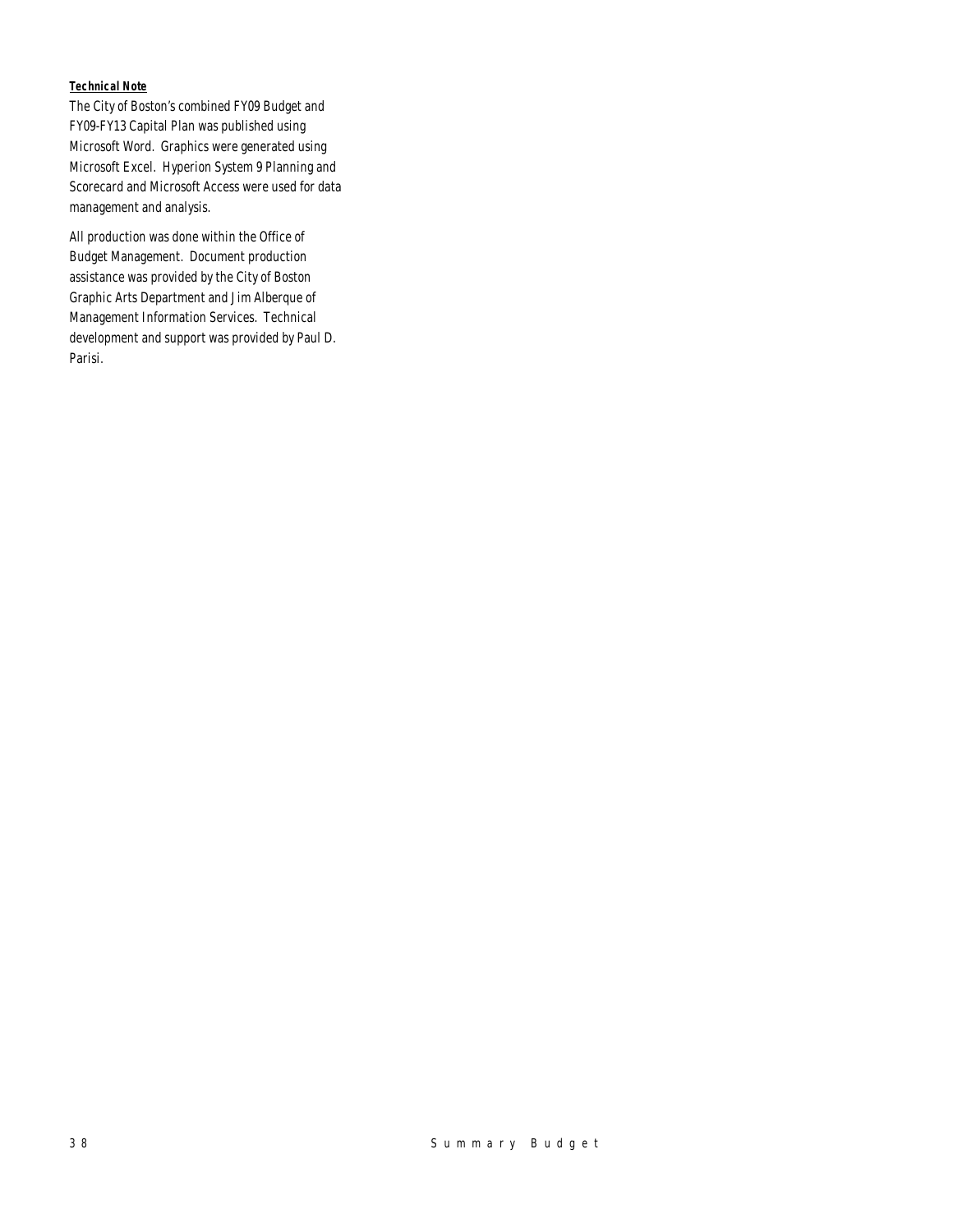***Technical Note***

The City of Boston's combined FY09 Budget and FY09-FY13 Capital Plan was published using Microsoft Word. Graphics were generated using Microsoft Excel. Hyperion System 9 Planning and Scorecard and Microsoft Access were used for data management and analysis.

All production was done within the Office of Budget Management. Document production assistance was provided by the City of Boston Graphic Arts Department and Jim Alberque of Management Information Services. Technical development and support was provided by Paul D. Parisi.